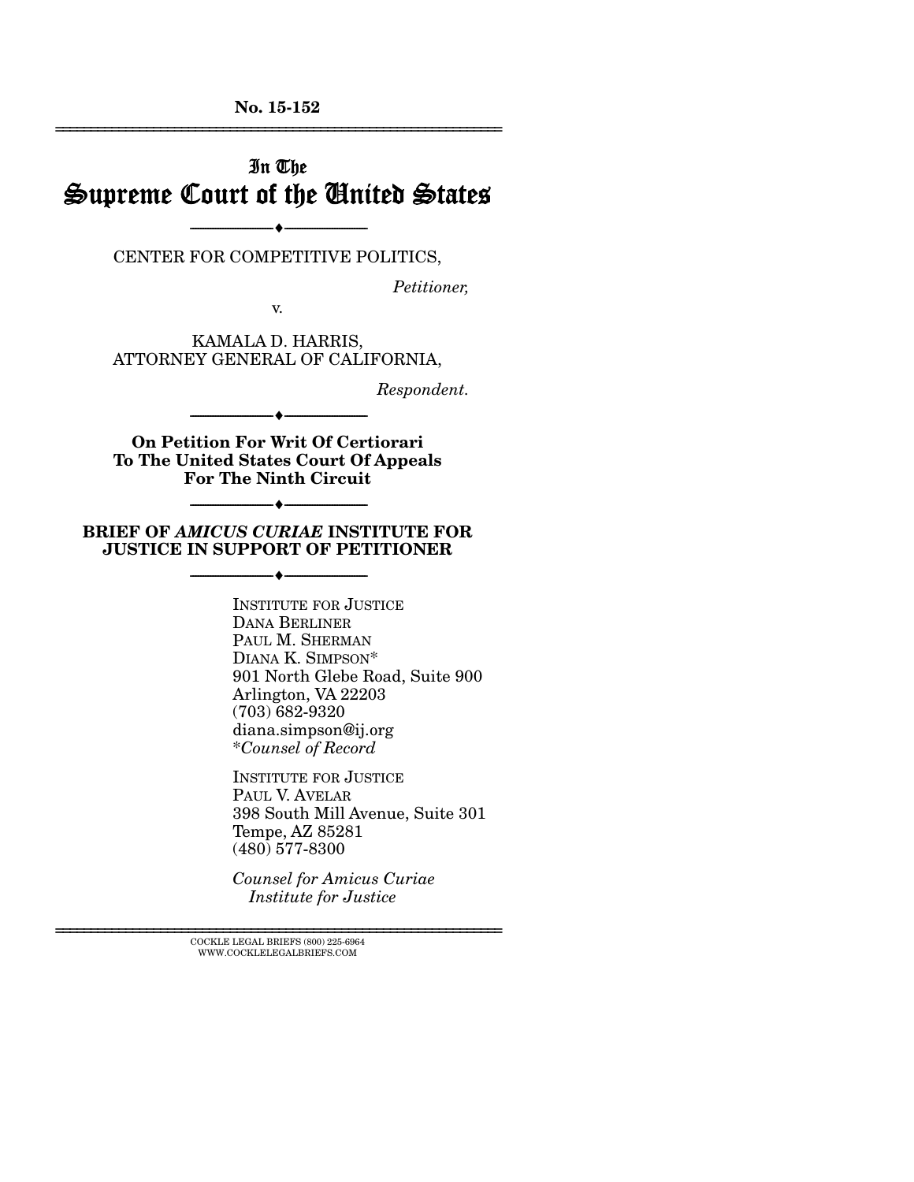No. 15-152

# In The Supreme Court of the United States

CENTER FOR COMPETITIVE POLITICS,

*Petitioner,*

v.

KAMALA D. HARRIS,
ATTORNEY GENERAL OF CALIFORNIA,

*Respondent.*

**On Petition For Writ Of Certiorari To The United States Court Of Appeals For The Ninth Circuit**

**BRIEF OF *AMICUS CURIAE* INSTITUTE FOR JUSTICE IN SUPPORT OF PETITIONER**

INSTITUTE FOR JUSTICE
DANA BERLINER
PAUL M. SHERMAN
DIANA K. SIMPSON*
901 North Glebe Road, Suite 900
Arlington, VA 22203
(703) 682-9320
diana.simpson@ij.org
**Counsel of Record*

INSTITUTE FOR JUSTICE
PAUL V. AVELAR
398 South Mill Avenue, Suite 301
Tempe, AZ 85281
(480) 577-8300

*Counsel for Amicus Curiae Institute for Justice*

COCKLE LEGAL BRIEFS (800) 225-6964
WWW.COCKLELEGALBRIEFS.COM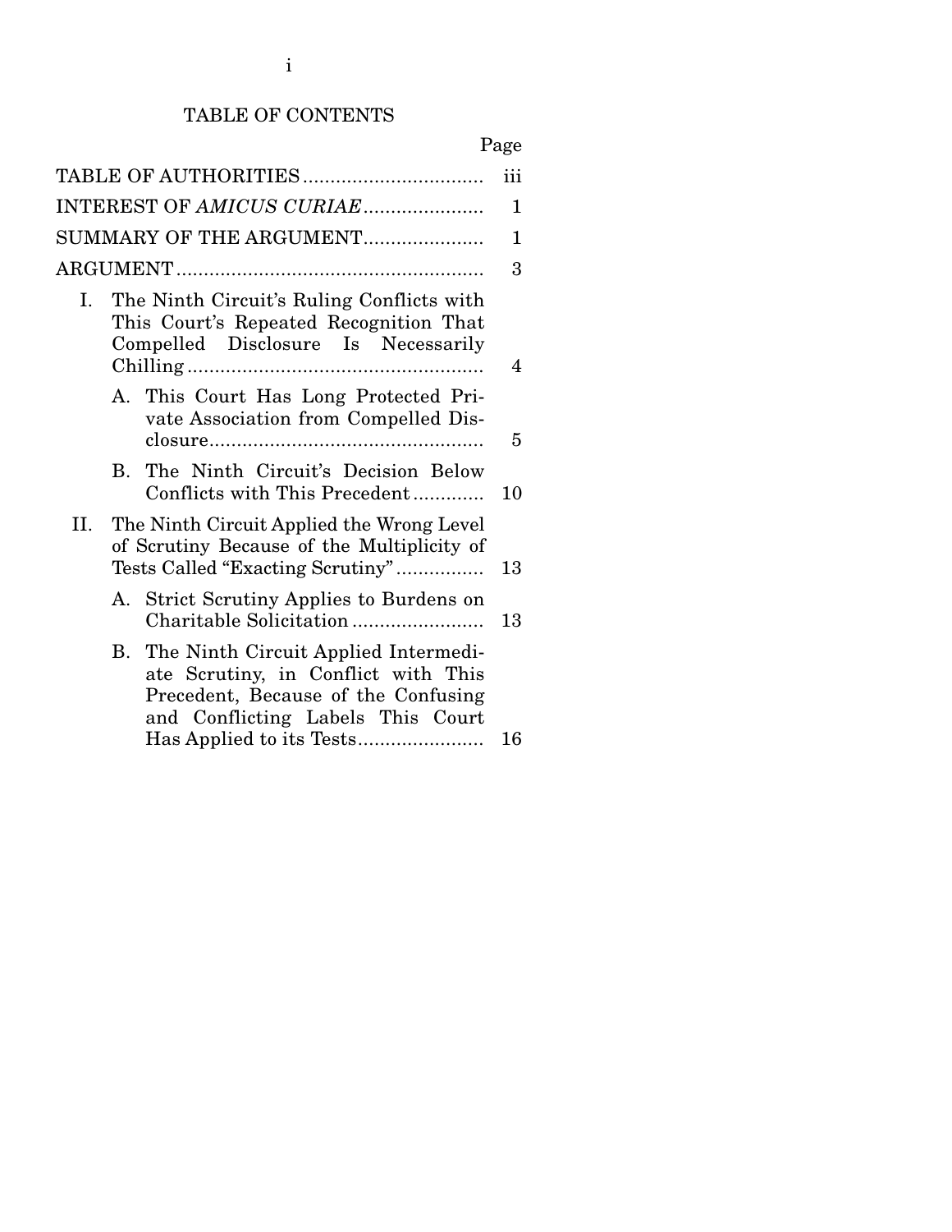# TABLE OF CONTENTS

| | Page |
|---|---|
| TABLE OF AUTHORITIES | iii |
| INTEREST OF *AMICUS CURIAE* | 1 |
| SUMMARY OF THE ARGUMENT | 1 |
| ARGUMENT | 3 |
| I. The Ninth Circuit's Ruling Conflicts with This Court's Repeated Recognition That Compelled Disclosure Is Necessarily Chilling | 4 |
| A. This Court Has Long Protected Private Association from Compelled Disclosure | 5 |
| B. The Ninth Circuit's Decision Below Conflicts with This Precedent | 10 |
| II. The Ninth Circuit Applied the Wrong Level of Scrutiny Because of the Multiplicity of Tests Called "Exacting Scrutiny" | 13 |
| A. Strict Scrutiny Applies to Burdens on Charitable Solicitation | 13 |
| B. The Ninth Circuit Applied Intermediate Scrutiny, in Conflict with This Precedent, Because of the Confusing and Conflicting Labels This Court Has Applied to its Tests | 16 |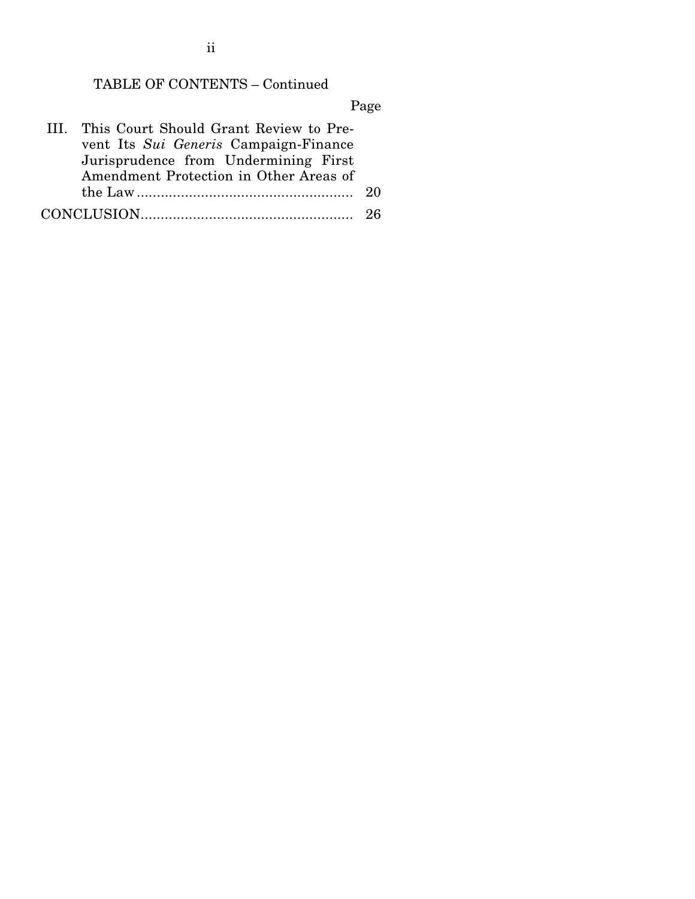TABLE OF CONTENTS – Continued

| | Page |
|---|---|
| III. This Court Should Grant Review to Prevent Its *Sui Generis* Campaign-Finance Jurisprudence from Undermining First Amendment Protection in Other Areas of the Law | 20 |
| CONCLUSION | 26 |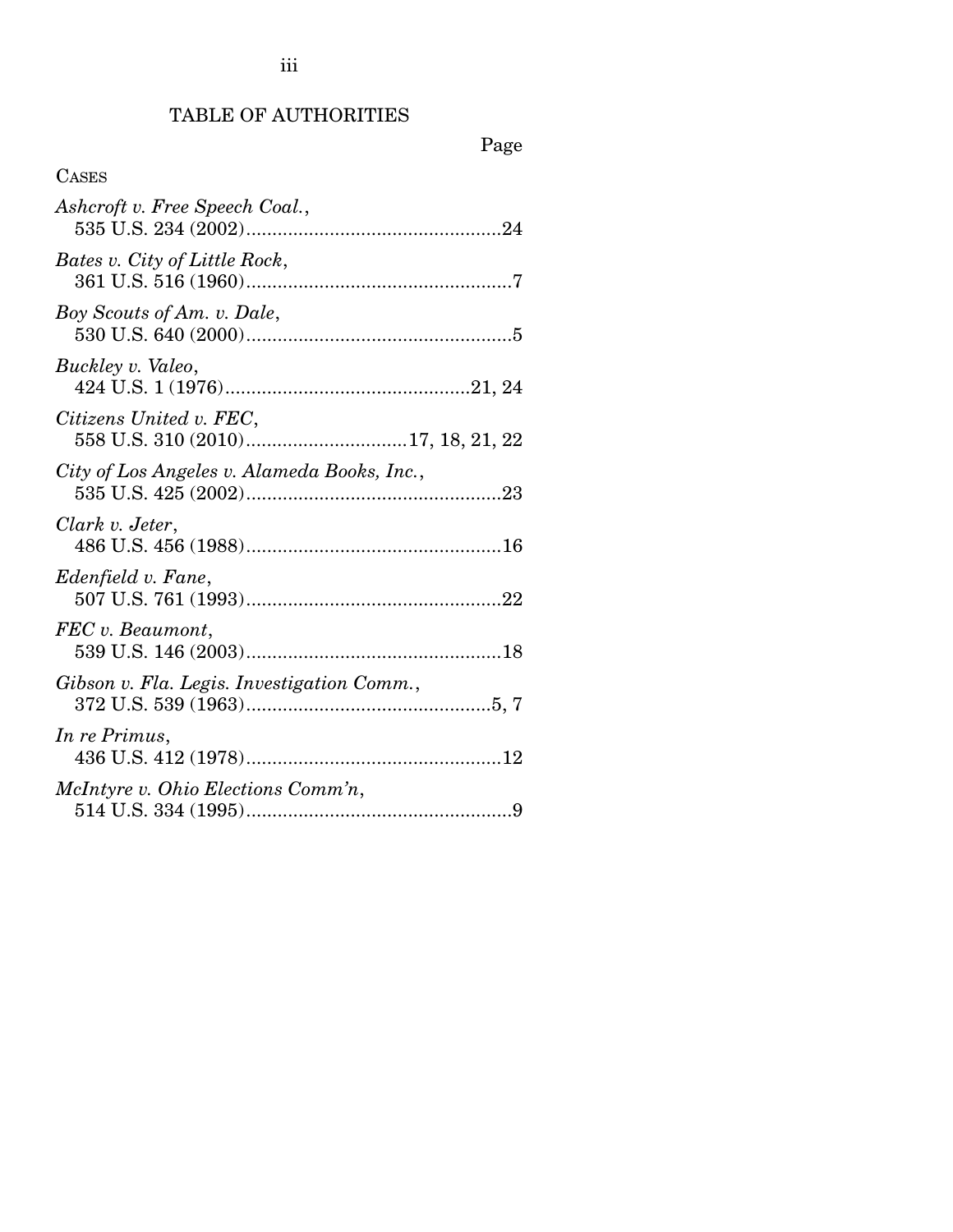# TABLE OF AUTHORITIES

Page

CASES

*Ashcroft v. Free Speech Coal.*,
535 U.S. 234 (2002)....................................................24

*Bates v. City of Little Rock*,
361 U.S. 516 (1960)......................................................7

*Boy Scouts of Am. v. Dale*,
530 U.S. 640 (2000)......................................................5

*Buckley v. Valeo*,
424 U.S. 1 (1976)..................................................21, 24

*Citizens United v. FEC*,
558 U.S. 310 (2010)...............................17, 18, 21, 22

*City of Los Angeles v. Alameda Books, Inc.*,
535 U.S. 425 (2002)....................................................23

*Clark v. Jeter*,
486 U.S. 456 (1988)....................................................16

*Edenfield v. Fane*,
507 U.S. 761 (1993)....................................................22

*FEC v. Beaumont*,
539 U.S. 146 (2003)....................................................18

*Gibson v. Fla. Legis. Investigation Comm.*,
372 U.S. 539 (1963)..................................................5, 7

*In re Primus*,
436 U.S. 412 (1978)....................................................12

*McIntyre v. Ohio Elections Comm'n*,
514 U.S. 334 (1995)......................................................9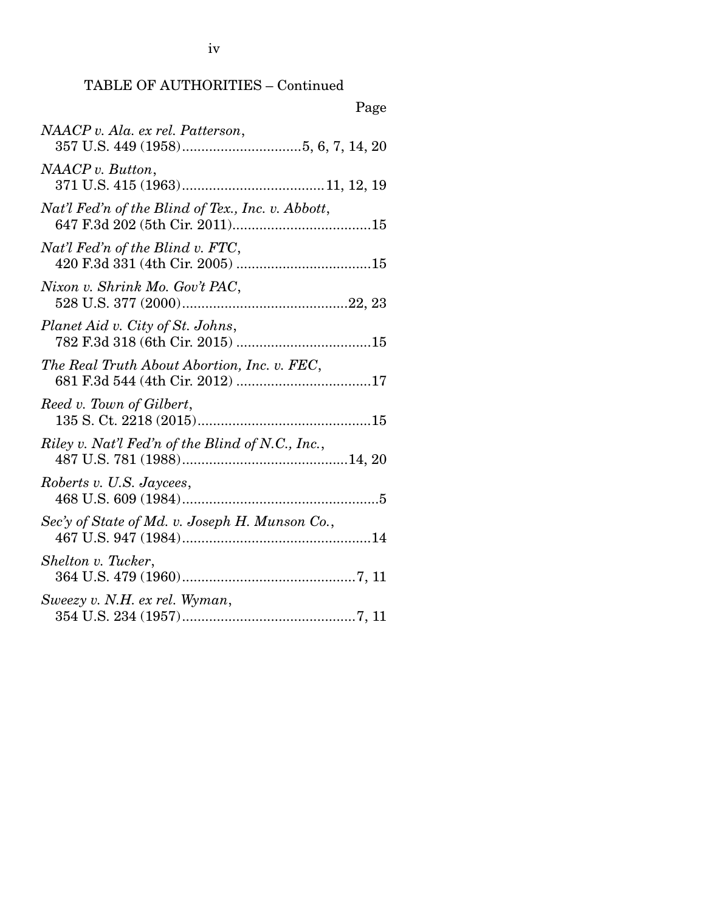TABLE OF AUTHORITIES – Continued

Page

*NAACP v. Ala. ex rel. Patterson*,
357 U.S. 449 (1958)...............................5, 6, 7, 14, 20

*NAACP v. Button*,
371 U.S. 415 (1963).....................................11, 12, 19

*Nat'l Fed'n of the Blind of Tex., Inc. v. Abbott*,
647 F.3d 202 (5th Cir. 2011)....................................15

*Nat'l Fed'n of the Blind v. FTC*,
420 F.3d 331 (4th Cir. 2005) ...................................15

*Nixon v. Shrink Mo. Gov't PAC*,
528 U.S. 377 (2000)...........................................22, 23

*Planet Aid v. City of St. Johns*,
782 F.3d 318 (6th Cir. 2015) ...................................15

*The Real Truth About Abortion, Inc. v. FEC*,
681 F.3d 544 (4th Cir. 2012) ...................................17

*Reed v. Town of Gilbert*,
135 S. Ct. 2218 (2015).............................................15

*Riley v. Nat'l Fed'n of the Blind of N.C., Inc.*,
487 U.S. 781 (1988)...........................................14, 20

*Roberts v. U.S. Jaycees*,
468 U.S. 609 (1984)...................................................5

*Sec'y of State of Md. v. Joseph H. Munson Co.*,
467 U.S. 947 (1984).................................................14

*Shelton v. Tucker*,
364 U.S. 479 (1960).............................................7, 11

*Sweezy v. N.H. ex rel. Wyman*,
354 U.S. 234 (1957).............................................7, 11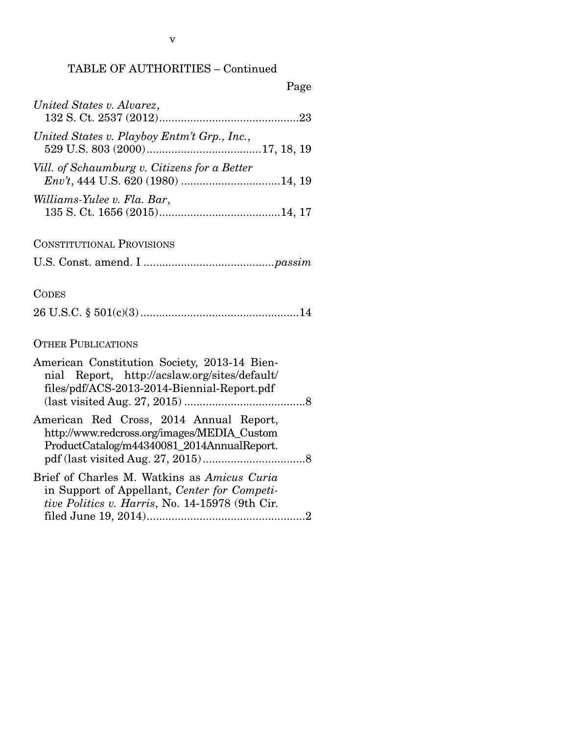TABLE OF AUTHORITIES – Continued

Page

*United States v. Alvarez*, 132 S. Ct. 2537 (2012)..............................................23

*United States v. Playboy Entm't Grp., Inc.*, 529 U.S. 803 (2000).....................................17, 18, 19

*Vill. of Schaumburg v. Citizens for a Better Env't*, 444 U.S. 620 (1980) ................................14, 19

*Williams-Yulee v. Fla. Bar*, 135 S. Ct. 1656 (2015).......................................14, 17

CONSTITUTIONAL PROVISIONS

U.S. Const. amend. I ..........................................*passim*

CODES

26 U.S.C. § 501(c)(3)...................................................14

OTHER PUBLICATIONS

American Constitution Society, 2013-14 Biennial Report, http://acslaw.org/sites/default/files/pdf/ACS-2013-2014-Biennial-Report.pdf (last visited Aug. 27, 2015) .......................................8

American Red Cross, 2014 Annual Report, http://www.redcross.org/images/MEDIA_CustomProductCatalog/m44340081_2014AnnualReport.pdf (last visited Aug. 27, 2015) .................................8

Brief of Charles M. Watkins as *Amicus Curia* in Support of Appellant, *Center for Competitive Politics v. Harris*, No. 14-15978 (9th Cir. filed June 19, 2014)...................................................2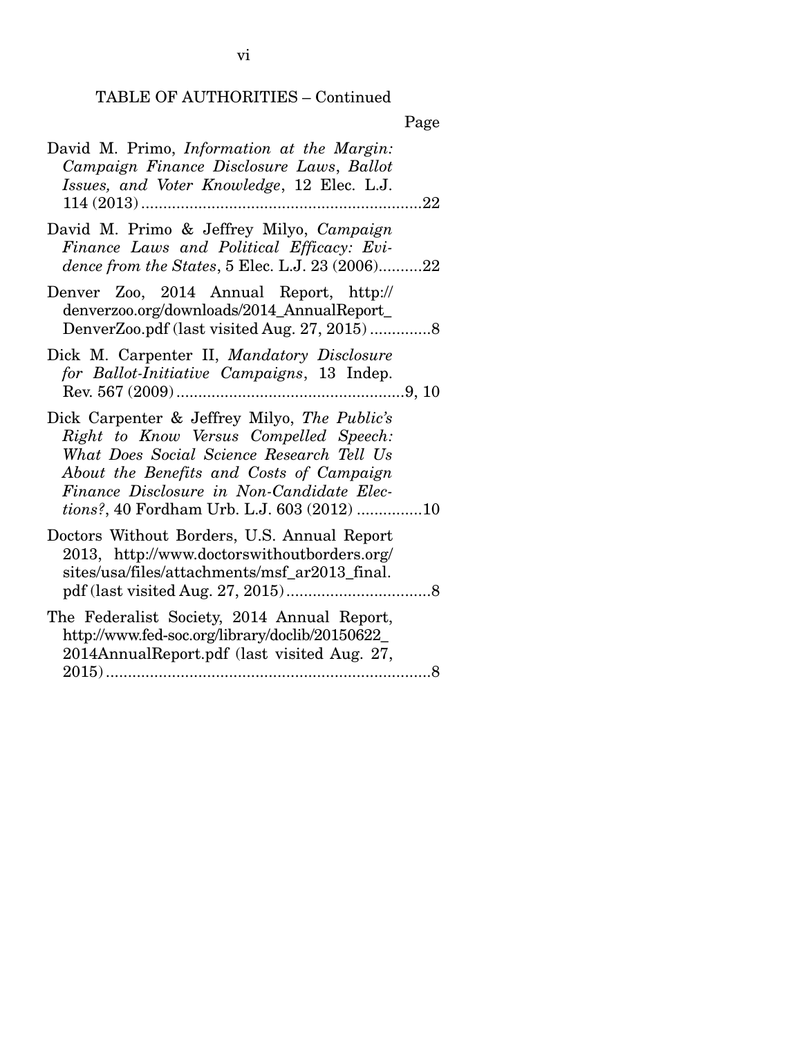TABLE OF AUTHORITIES – Continued

Page

David M. Primo, *Information at the Margin: Campaign Finance Disclosure Laws, Ballot Issues, and Voter Knowledge*, 12 Elec. L.J. 114 (2013) ....................................................................22

David M. Primo & Jeffrey Milyo, *Campaign Finance Laws and Political Efficacy: Evidence from the States*, 5 Elec. L.J. 23 (2006)..........22

Denver Zoo, 2014 Annual Report, http://denverzoo.org/downloads/2014_AnnualReport_DenverZoo.pdf (last visited Aug. 27, 2015) ..............8

Dick M. Carpenter II, *Mandatory Disclosure for Ballot-Initiative Campaigns*, 13 Indep. Rev. 567 (2009)....................................................9, 10

Dick Carpenter & Jeffrey Milyo, *The Public's Right to Know Versus Compelled Speech: What Does Social Science Research Tell Us About the Benefits and Costs of Campaign Finance Disclosure in Non-Candidate Elections?*, 40 Fordham Urb. L.J. 603 (2012) ...............10

Doctors Without Borders, U.S. Annual Report 2013, http://www.doctorswithoutborders.org/sites/usa/files/attachments/msf_ar2013_final.pdf (last visited Aug. 27, 2015).................................8

The Federalist Society, 2014 Annual Report, http://www.fed-soc.org/library/doclib/20150622_2014AnnualReport.pdf (last visited Aug. 27, 2015)..........................................................................8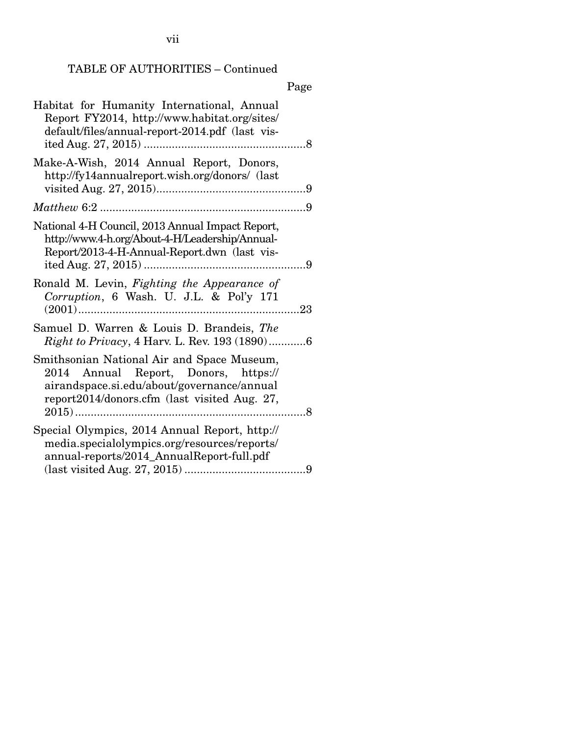TABLE OF AUTHORITIES – Continued

Page

Habitat for Humanity International, Annual Report FY2014, http://www.habitat.org/sites/default/files/annual-report-2014.pdf (last visited Aug. 27, 2015) ....................................................8

Make-A-Wish, 2014 Annual Report, Donors, http://fy14annualreport.wish.org/donors/ (last visited Aug. 27, 2015)................................................9

*Matthew* 6:2 ..................................................................9

National 4-H Council, 2013 Annual Impact Report, http://www.4-h.org/About-4-H/Leadership/Annual-Report/2013-4-H-Annual-Report.dwn (last visited Aug. 27, 2015) ....................................................9

Ronald M. Levin, *Fighting the Appearance of Corruption*, 6 Wash. U. J.L. & Pol'y 171 (2001).......................................................................23

Samuel D. Warren & Louis D. Brandeis, *The Right to Privacy*, 4 Harv. L. Rev. 193 (1890)............6

Smithsonian National Air and Space Museum, 2014 Annual Report, Donors, https://airandspace.si.edu/about/governance/annualreport2014/donors.cfm (last visited Aug. 27, 2015)..........................................................................8

Special Olympics, 2014 Annual Report, http://media.specialolympics.org/resources/reports/annual-reports/2014_AnnualReport-full.pdf (last visited Aug. 27, 2015) ......................................9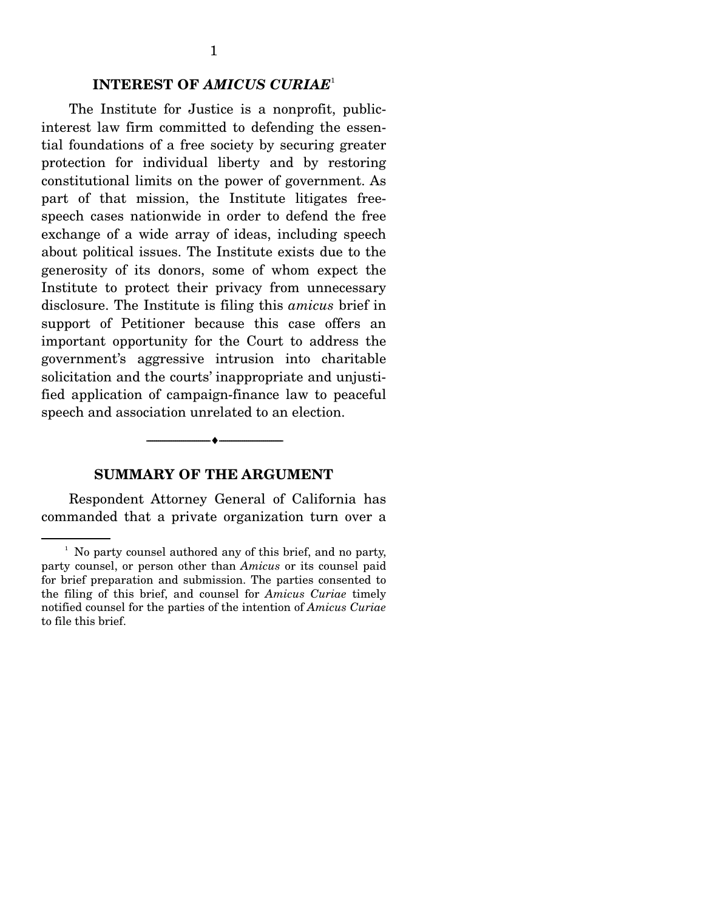## INTEREST OF *AMICUS CURIAE*[1]

The Institute for Justice is a nonprofit, public-interest law firm committed to defending the essential foundations of a free society by securing greater protection for individual liberty and by restoring constitutional limits on the power of government. As part of that mission, the Institute litigates free-speech cases nationwide in order to defend the free exchange of a wide array of ideas, including speech about political issues. The Institute exists due to the generosity of its donors, some of whom expect the Institute to protect their privacy from unnecessary disclosure. The Institute is filing this *amicus* brief in support of Petitioner because this case offers an important opportunity for the Court to address the government's aggressive intrusion into charitable solicitation and the courts' inappropriate and unjustified application of campaign-finance law to peaceful speech and association unrelated to an election.

---

## SUMMARY OF THE ARGUMENT

Respondent Attorney General of California has commanded that a private organization turn over a

---

[1] No party counsel authored any of this brief, and no party, party counsel, or person other than *Amicus* or its counsel paid for brief preparation and submission. The parties consented to the filing of this brief, and counsel for *Amicus Curiae* timely notified counsel for the parties of the intention of *Amicus Curiae* to file this brief.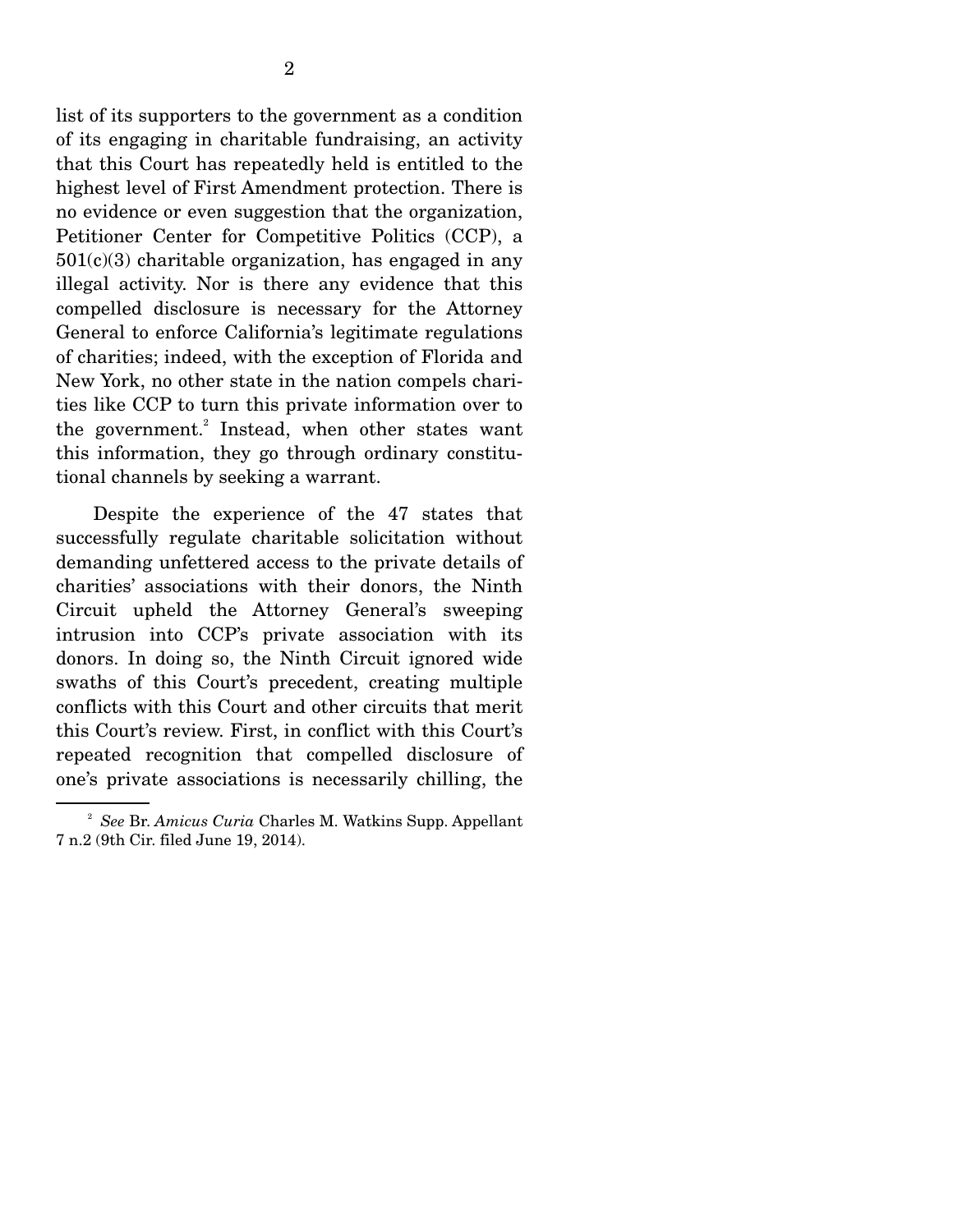list of its supporters to the government as a condition of its engaging in charitable fundraising, an activity that this Court has repeatedly held is entitled to the highest level of First Amendment protection. There is no evidence or even suggestion that the organization, Petitioner Center for Competitive Politics (CCP), a 501(c)(3) charitable organization, has engaged in any illegal activity. Nor is there any evidence that this compelled disclosure is necessary for the Attorney General to enforce California's legitimate regulations of charities; indeed, with the exception of Florida and New York, no other state in the nation compels charities like CCP to turn this private information over to the government.[2] Instead, when other states want this information, they go through ordinary constitutional channels by seeking a warrant.

Despite the experience of the 47 states that successfully regulate charitable solicitation without demanding unfettered access to the private details of charities' associations with their donors, the Ninth Circuit upheld the Attorney General's sweeping intrusion into CCP's private association with its donors. In doing so, the Ninth Circuit ignored wide swaths of this Court's precedent, creating multiple conflicts with this Court and other circuits that merit this Court's review. First, in conflict with this Court's repeated recognition that compelled disclosure of one's private associations is necessarily chilling, the

---

[2] *See* Br. *Amicus Curia* Charles M. Watkins Supp. Appellant 7 n.2 (9th Cir. filed June 19, 2014).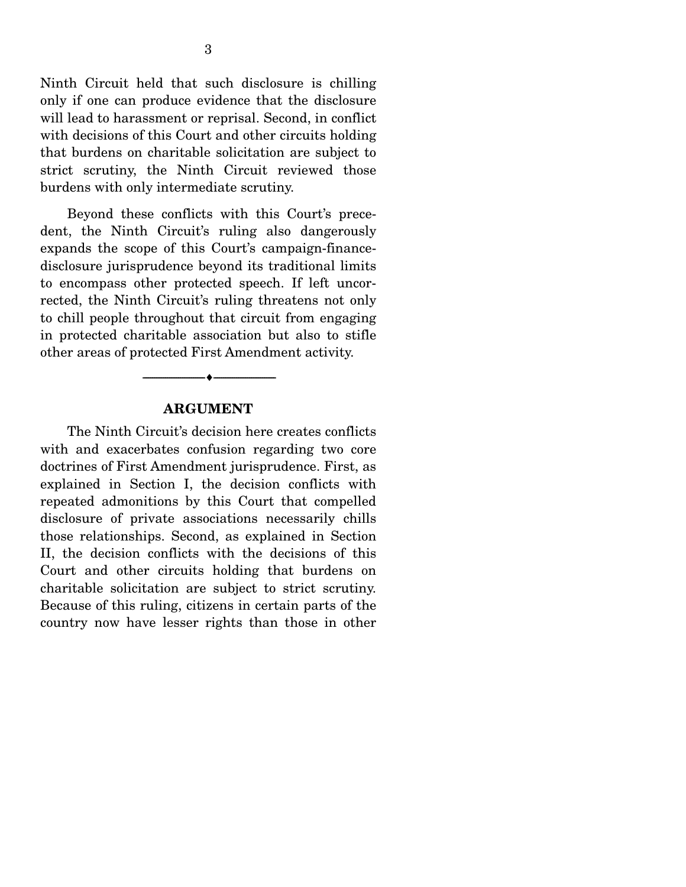Ninth Circuit held that such disclosure is chilling only if one can produce evidence that the disclosure will lead to harassment or reprisal. Second, in conflict with decisions of this Court and other circuits holding that burdens on charitable solicitation are subject to strict scrutiny, the Ninth Circuit reviewed those burdens with only intermediate scrutiny.

Beyond these conflicts with this Court's precedent, the Ninth Circuit's ruling also dangerously expands the scope of this Court's campaign-finance-disclosure jurisprudence beyond its traditional limits to encompass other protected speech. If left uncorrected, the Ninth Circuit's ruling threatens not only to chill people throughout that circuit from engaging in protected charitable association but also to stifle other areas of protected First Amendment activity.

---

## ARGUMENT

The Ninth Circuit's decision here creates conflicts with and exacerbates confusion regarding two core doctrines of First Amendment jurisprudence. First, as explained in Section I, the decision conflicts with repeated admonitions by this Court that compelled disclosure of private associations necessarily chills those relationships. Second, as explained in Section II, the decision conflicts with the decisions of this Court and other circuits holding that burdens on charitable solicitation are subject to strict scrutiny. Because of this ruling, citizens in certain parts of the country now have lesser rights than those in other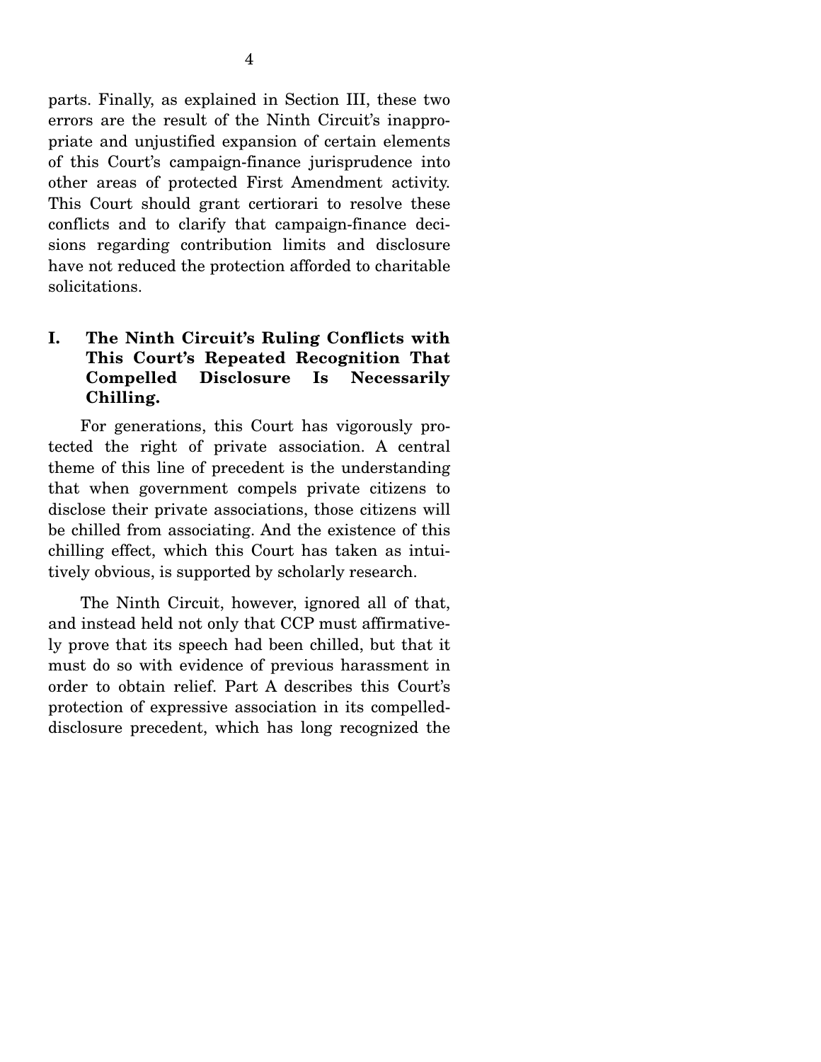parts. Finally, as explained in Section III, these two errors are the result of the Ninth Circuit's inappropriate and unjustified expansion of certain elements of this Court's campaign-finance jurisprudence into other areas of protected First Amendment activity. This Court should grant certiorari to resolve these conflicts and to clarify that campaign-finance decisions regarding contribution limits and disclosure have not reduced the protection afforded to charitable solicitations.

## I. The Ninth Circuit's Ruling Conflicts with This Court's Repeated Recognition That Compelled Disclosure Is Necessarily Chilling.

For generations, this Court has vigorously protected the right of private association. A central theme of this line of precedent is the understanding that when government compels private citizens to disclose their private associations, those citizens will be chilled from associating. And the existence of this chilling effect, which this Court has taken as intuitively obvious, is supported by scholarly research.

The Ninth Circuit, however, ignored all of that, and instead held not only that CCP must affirmatively prove that its speech had been chilled, but that it must do so with evidence of previous harassment in order to obtain relief. Part A describes this Court's protection of expressive association in its compelled-disclosure precedent, which has long recognized the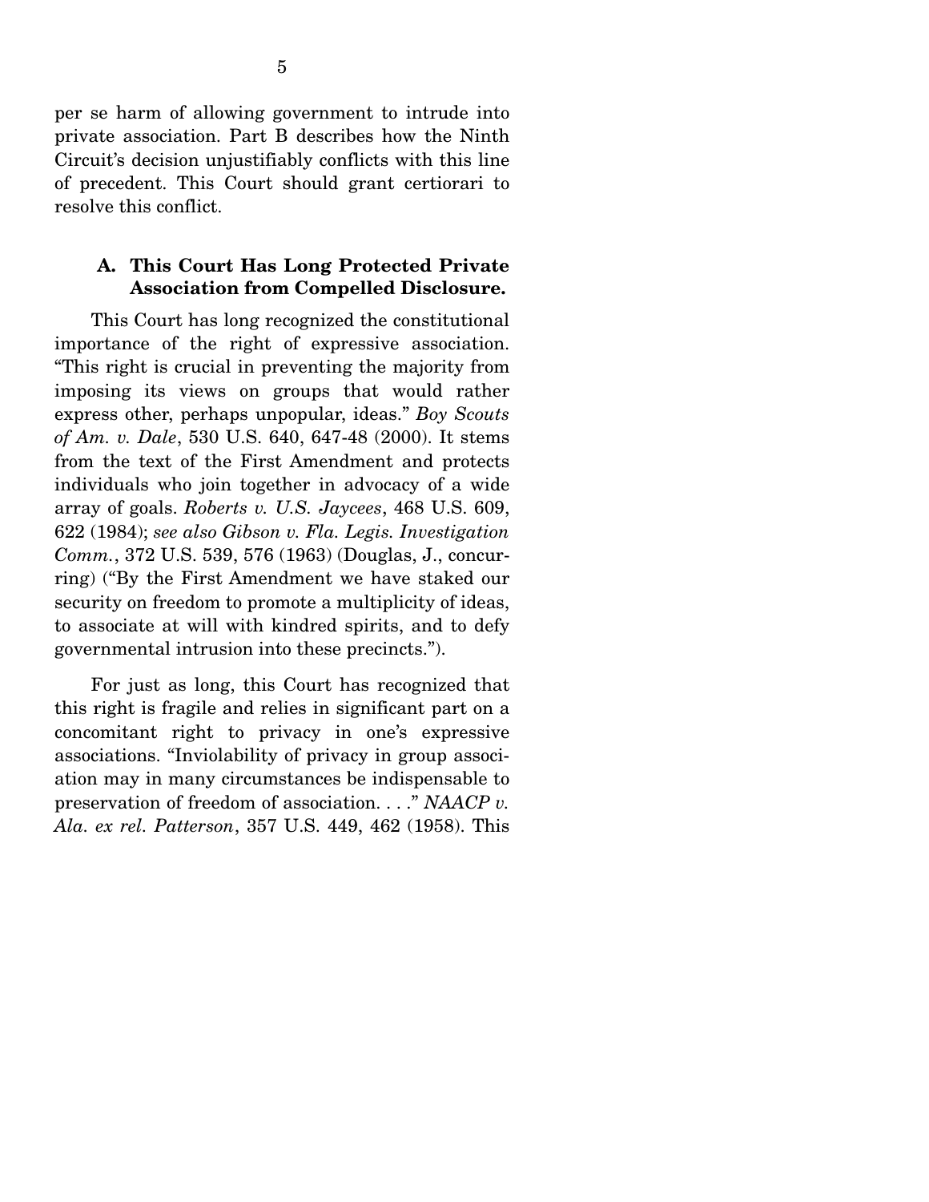per se harm of allowing government to intrude into private association. Part B describes how the Ninth Circuit's decision unjustifiably conflicts with this line of precedent. This Court should grant certiorari to resolve this conflict.

### A. This Court Has Long Protected Private Association from Compelled Disclosure.

This Court has long recognized the constitutional importance of the right of expressive association. "This right is crucial in preventing the majority from imposing its views on groups that would rather express other, perhaps unpopular, ideas." *Boy Scouts of Am. v. Dale*, 530 U.S. 640, 647-48 (2000). It stems from the text of the First Amendment and protects individuals who join together in advocacy of a wide array of goals. *Roberts v. U.S. Jaycees*, 468 U.S. 609, 622 (1984); *see also Gibson v. Fla. Legis. Investigation Comm.*, 372 U.S. 539, 576 (1963) (Douglas, J., concurring) ("By the First Amendment we have staked our security on freedom to promote a multiplicity of ideas, to associate at will with kindred spirits, and to defy governmental intrusion into these precincts.").

For just as long, this Court has recognized that this right is fragile and relies in significant part on a concomitant right to privacy in one's expressive associations. "Inviolability of privacy in group association may in many circumstances be indispensable to preservation of freedom of association. . . ." *NAACP v. Ala. ex rel. Patterson*, 357 U.S. 449, 462 (1958). This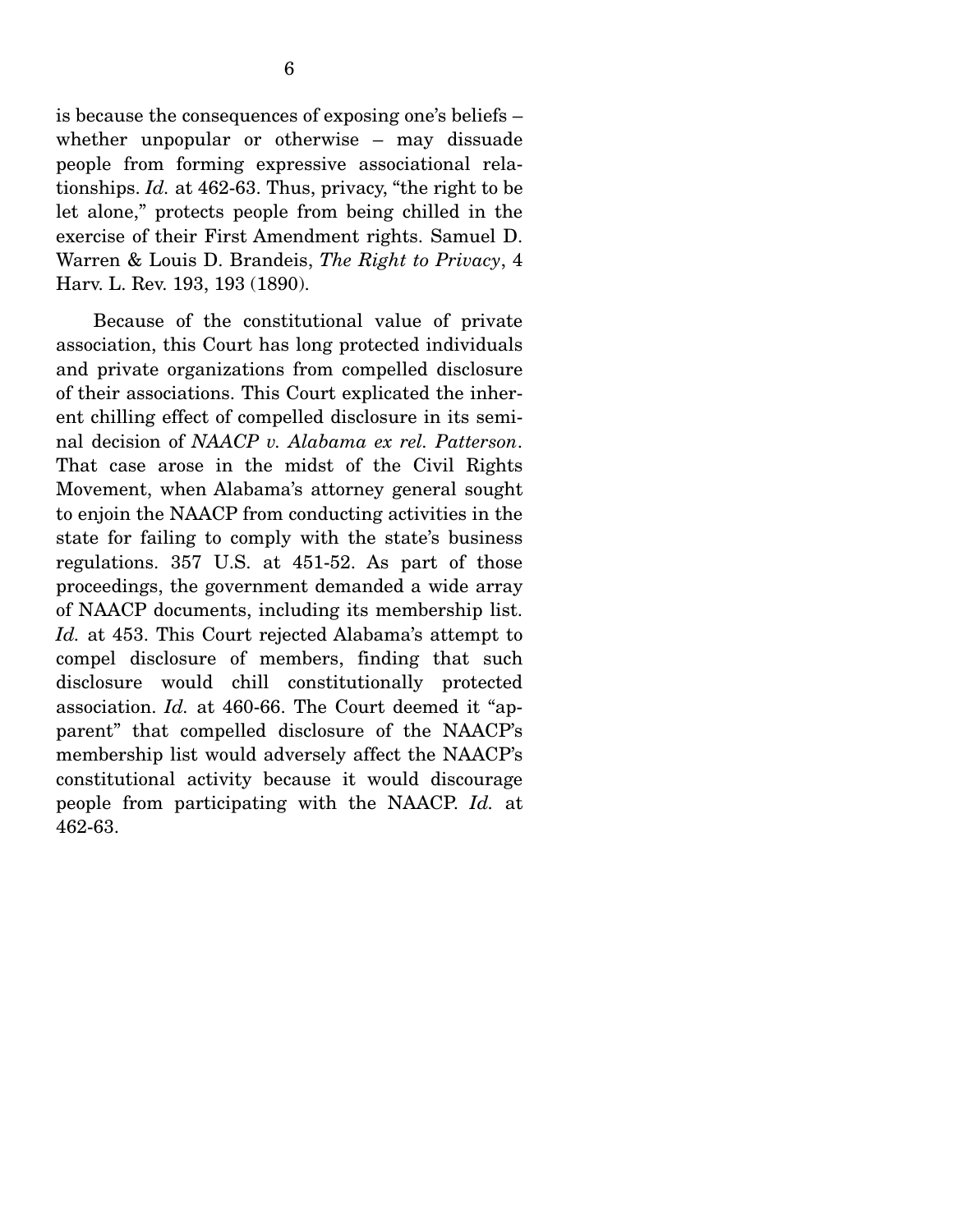is because the consequences of exposing one's beliefs – whether unpopular or otherwise – may dissuade people from forming expressive associational relationships. *Id.* at 462-63. Thus, privacy, "the right to be let alone," protects people from being chilled in the exercise of their First Amendment rights. Samuel D. Warren & Louis D. Brandeis, *The Right to Privacy*, 4 Harv. L. Rev. 193, 193 (1890).

Because of the constitutional value of private association, this Court has long protected individuals and private organizations from compelled disclosure of their associations. This Court explicated the inherent chilling effect of compelled disclosure in its seminal decision of *NAACP v. Alabama ex rel. Patterson*. That case arose in the midst of the Civil Rights Movement, when Alabama's attorney general sought to enjoin the NAACP from conducting activities in the state for failing to comply with the state's business regulations. 357 U.S. at 451-52. As part of those proceedings, the government demanded a wide array of NAACP documents, including its membership list. *Id.* at 453. This Court rejected Alabama's attempt to compel disclosure of members, finding that such disclosure would chill constitutionally protected association. *Id.* at 460-66. The Court deemed it "apparent" that compelled disclosure of the NAACP's membership list would adversely affect the NAACP's constitutional activity because it would discourage people from participating with the NAACP. *Id.* at 462-63.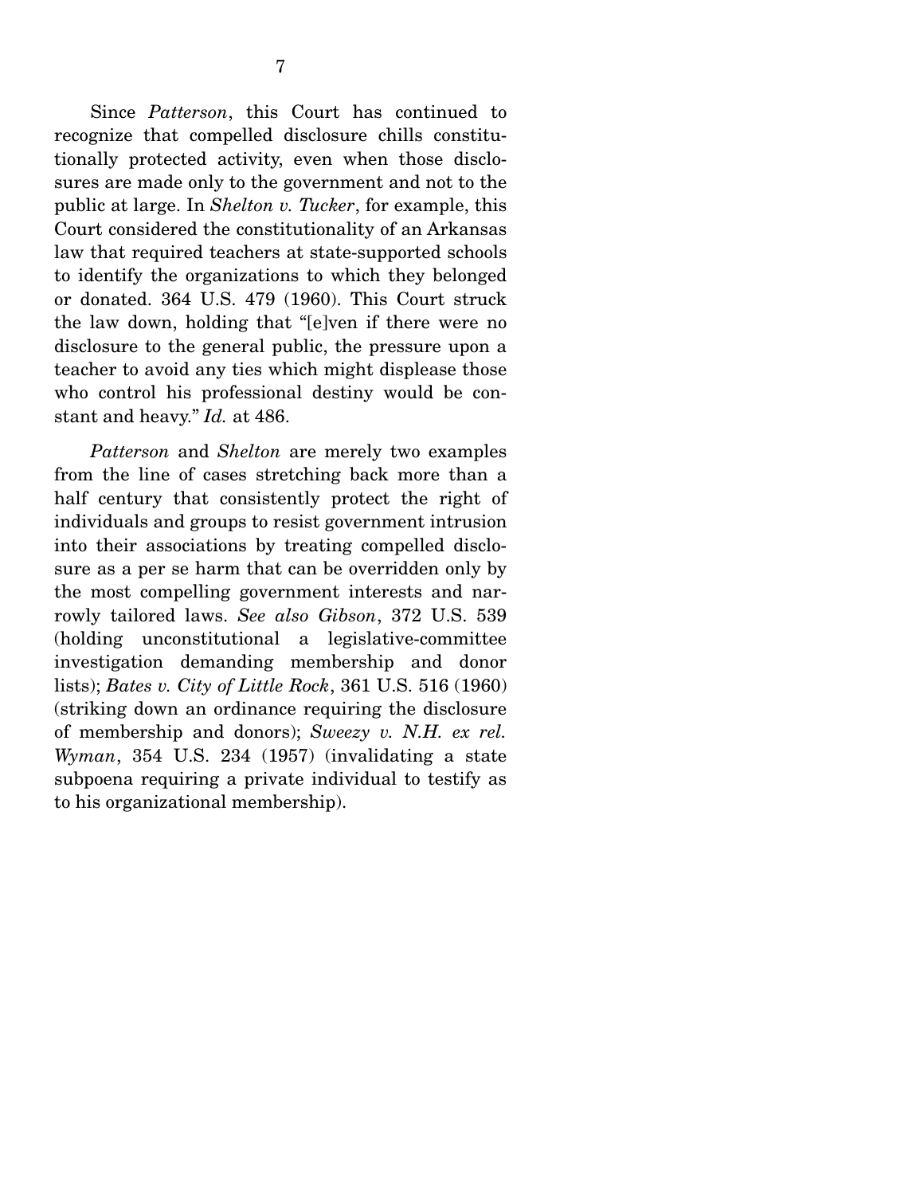Since *Patterson*, this Court has continued to recognize that compelled disclosure chills constitutionally protected activity, even when those disclosures are made only to the government and not to the public at large. In *Shelton v. Tucker*, for example, this Court considered the constitutionality of an Arkansas law that required teachers at state-supported schools to identify the organizations to which they belonged or donated. 364 U.S. 479 (1960). This Court struck the law down, holding that "[e]ven if there were no disclosure to the general public, the pressure upon a teacher to avoid any ties which might displease those who control his professional destiny would be constant and heavy." *Id.* at 486.

*Patterson* and *Shelton* are merely two examples from the line of cases stretching back more than a half century that consistently protect the right of individuals and groups to resist government intrusion into their associations by treating compelled disclosure as a per se harm that can be overridden only by the most compelling government interests and narrowly tailored laws. *See also Gibson*, 372 U.S. 539 (holding unconstitutional a legislative-committee investigation demanding membership and donor lists); *Bates v. City of Little Rock*, 361 U.S. 516 (1960) (striking down an ordinance requiring the disclosure of membership and donors); *Sweezy v. N.H. ex rel. Wyman*, 354 U.S. 234 (1957) (invalidating a state subpoena requiring a private individual to testify as to his organizational membership).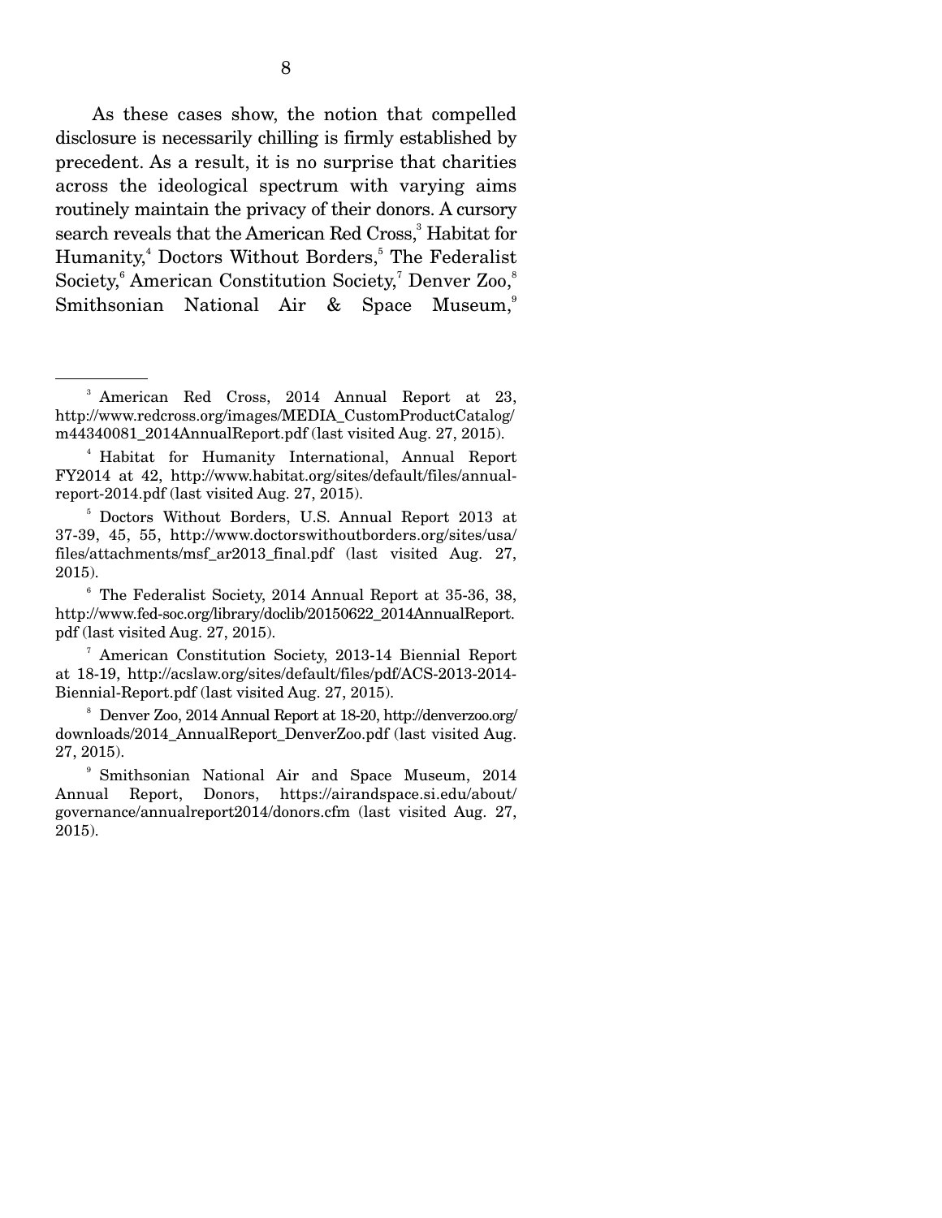As these cases show, the notion that compelled disclosure is necessarily chilling is firmly established by precedent. As a result, it is no surprise that charities across the ideological spectrum with varying aims routinely maintain the privacy of their donors. A cursory search reveals that the American Red Cross,[3] Habitat for Humanity,[4] Doctors Without Borders,[5] The Federalist Society,[6] American Constitution Society,[7] Denver Zoo,[8] Smithsonian National Air & Space Museum,[9]

---

[3] American Red Cross, 2014 Annual Report at 23, http://www.redcross.org/images/MEDIA_CustomProductCatalog/m44340081_2014AnnualReport.pdf (last visited Aug. 27, 2015).

[4] Habitat for Humanity International, Annual Report FY2014 at 42, http://www.habitat.org/sites/default/files/annual-report-2014.pdf (last visited Aug. 27, 2015).

[5] Doctors Without Borders, U.S. Annual Report 2013 at 37-39, 45, 55, http://www.doctorswithoutborders.org/sites/usa/files/attachments/msf_ar2013_final.pdf (last visited Aug. 27, 2015).

[6] The Federalist Society, 2014 Annual Report at 35-36, 38, http://www.fed-soc.org/library/doclib/20150622_2014AnnualReport.pdf (last visited Aug. 27, 2015).

[7] American Constitution Society, 2013-14 Biennial Report at 18-19, http://acslaw.org/sites/default/files/pdf/ACS-2013-2014-Biennial-Report.pdf (last visited Aug. 27, 2015).

[8] Denver Zoo, 2014 Annual Report at 18-20, http://denverzoo.org/downloads/2014_AnnualReport_DenverZoo.pdf (last visited Aug. 27, 2015).

[9] Smithsonian National Air and Space Museum, 2014 Annual Report, Donors, https://airandspace.si.edu/about/governance/annualreport2014/donors.cfm (last visited Aug. 27, 2015).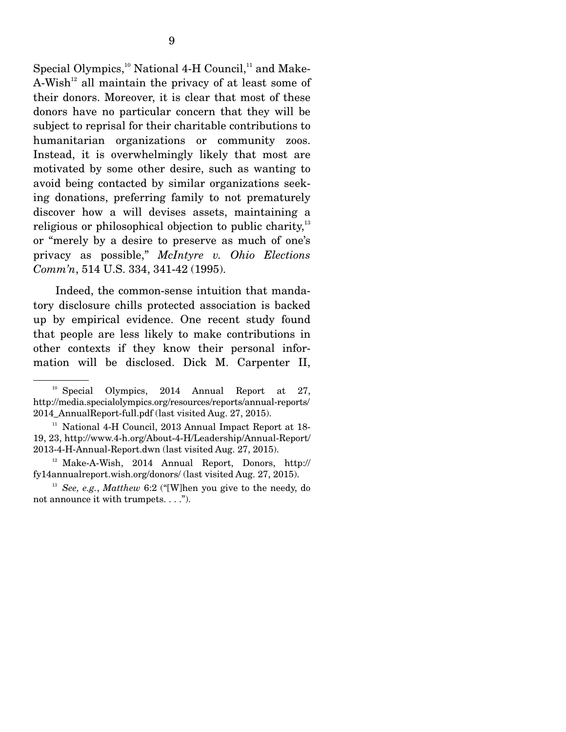Special Olympics,[10] National 4-H Council,[11] and Make-A-Wish[12] all maintain the privacy of at least some of their donors. Moreover, it is clear that most of these donors have no particular concern that they will be subject to reprisal for their charitable contributions to humanitarian organizations or community zoos. Instead, it is overwhelmingly likely that most are motivated by some other desire, such as wanting to avoid being contacted by similar organizations seeking donations, preferring family to not prematurely discover how a will devises assets, maintaining a religious or philosophical objection to public charity,[13] or "merely by a desire to preserve as much of one's privacy as possible," *McIntyre v. Ohio Elections Comm'n*, 514 U.S. 334, 341-42 (1995).

Indeed, the common-sense intuition that mandatory disclosure chills protected association is backed up by empirical evidence. One recent study found that people are less likely to make contributions in other contexts if they know their personal information will be disclosed. Dick M. Carpenter II,

---

[10] Special Olympics, 2014 Annual Report at 27, http://media.specialolympics.org/resources/reports/annual-reports/2014_AnnualReport-full.pdf (last visited Aug. 27, 2015).

[11] National 4-H Council, 2013 Annual Impact Report at 18-19, 23, http://www.4-h.org/About-4-H/Leadership/Annual-Report/2013-4-H-Annual-Report.dwn (last visited Aug. 27, 2015).

[12] Make-A-Wish, 2014 Annual Report, Donors, http://fy14annualreport.wish.org/donors/ (last visited Aug. 27, 2015).

[13] *See, e.g.*, *Matthew* 6:2 ("[W]hen you give to the needy, do not announce it with trumpets. . . .").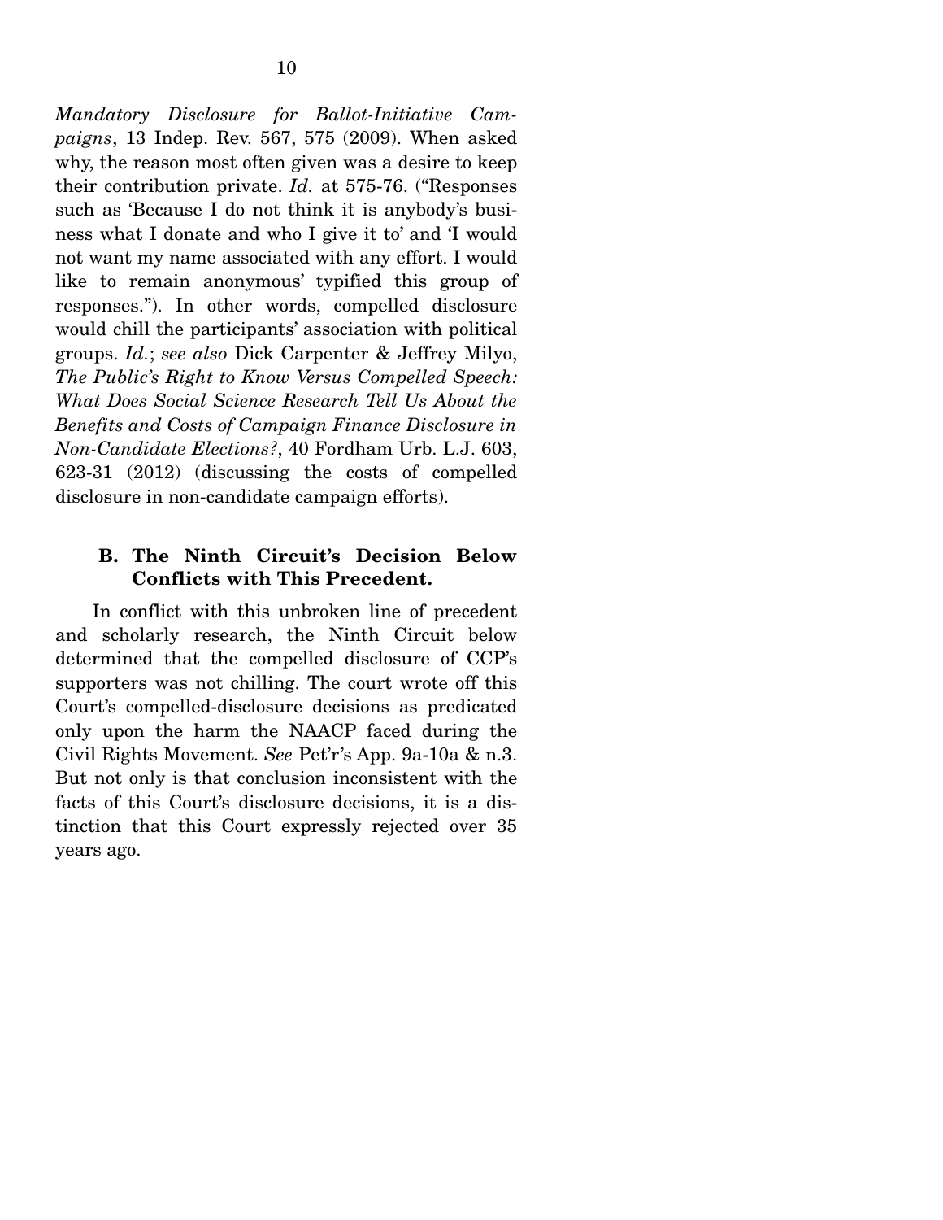*Mandatory Disclosure for Ballot-Initiative Campaigns*, 13 Indep. Rev. 567, 575 (2009). When asked why, the reason most often given was a desire to keep their contribution private. *Id.* at 575-76. ("Responses such as 'Because I do not think it is anybody's business what I donate and who I give it to' and 'I would not want my name associated with any effort. I would like to remain anonymous' typified this group of responses."). In other words, compelled disclosure would chill the participants' association with political groups. *Id.*; *see also* Dick Carpenter & Jeffrey Milyo, *The Public's Right to Know Versus Compelled Speech: What Does Social Science Research Tell Us About the Benefits and Costs of Campaign Finance Disclosure in Non-Candidate Elections?*, 40 Fordham Urb. L.J. 603, 623-31 (2012) (discussing the costs of compelled disclosure in non-candidate campaign efforts).

### B. The Ninth Circuit's Decision Below Conflicts with This Precedent.

In conflict with this unbroken line of precedent and scholarly research, the Ninth Circuit below determined that the compelled disclosure of CCP's supporters was not chilling. The court wrote off this Court's compelled-disclosure decisions as predicated only upon the harm the NAACP faced during the Civil Rights Movement. *See* Pet'r's App. 9a-10a & n.3. But not only is that conclusion inconsistent with the facts of this Court's disclosure decisions, it is a distinction that this Court expressly rejected over 35 years ago.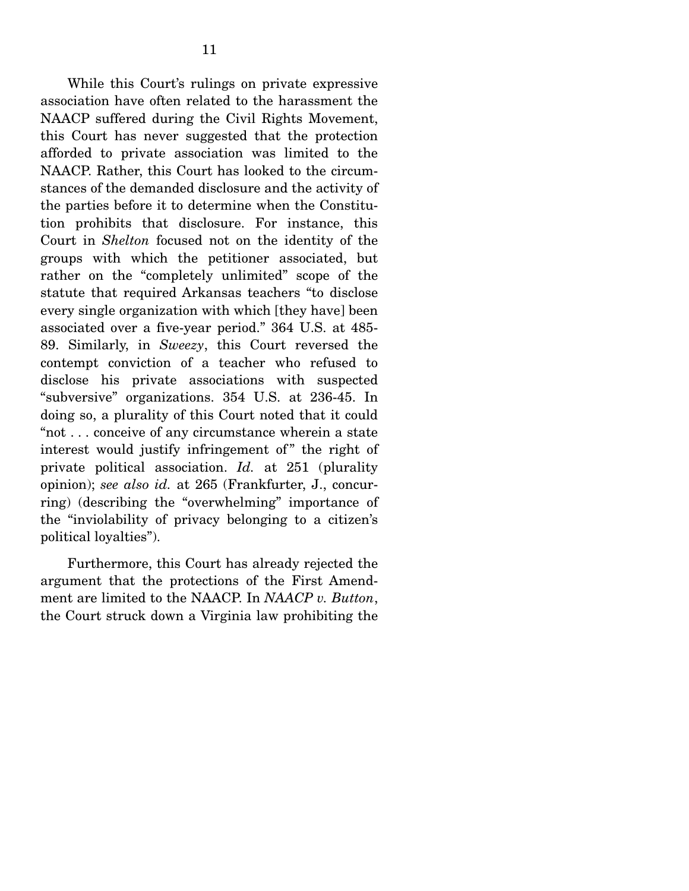While this Court's rulings on private expressive association have often related to the harassment the NAACP suffered during the Civil Rights Movement, this Court has never suggested that the protection afforded to private association was limited to the NAACP. Rather, this Court has looked to the circumstances of the demanded disclosure and the activity of the parties before it to determine when the Constitution prohibits that disclosure. For instance, this Court in *Shelton* focused not on the identity of the groups with which the petitioner associated, but rather on the "completely unlimited" scope of the statute that required Arkansas teachers "to disclose every single organization with which [they have] been associated over a five-year period." 364 U.S. at 485-89. Similarly, in *Sweezy*, this Court reversed the contempt conviction of a teacher who refused to disclose his private associations with suspected "subversive" organizations. 354 U.S. at 236-45. In doing so, a plurality of this Court noted that it could "not . . . conceive of any circumstance wherein a state interest would justify infringement of" the right of private political association. *Id.* at 251 (plurality opinion); *see also id.* at 265 (Frankfurter, J., concurring) (describing the "overwhelming" importance of the "inviolability of privacy belonging to a citizen's political loyalties").

Furthermore, this Court has already rejected the argument that the protections of the First Amendment are limited to the NAACP. In *NAACP v. Button*, the Court struck down a Virginia law prohibiting the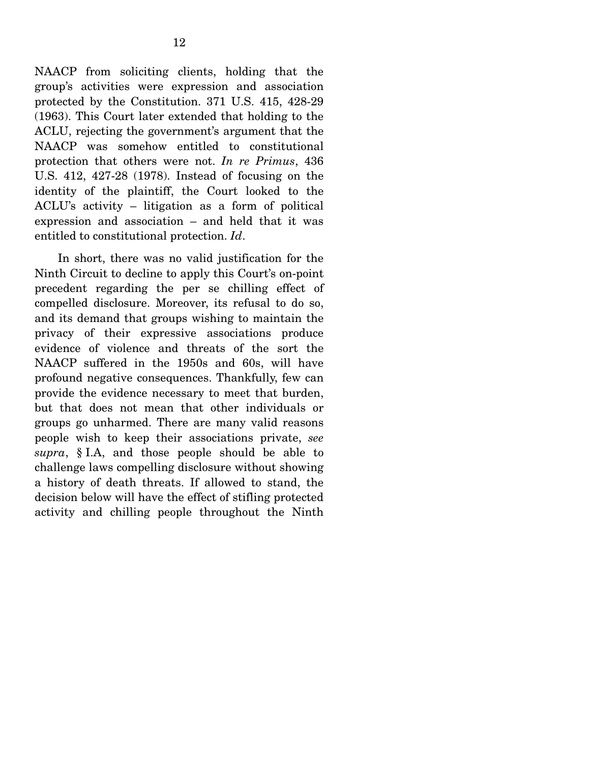NAACP from soliciting clients, holding that the group's activities were expression and association protected by the Constitution. 371 U.S. 415, 428-29 (1963). This Court later extended that holding to the ACLU, rejecting the government's argument that the NAACP was somehow entitled to constitutional protection that others were not. *In re Primus*, 436 U.S. 412, 427-28 (1978). Instead of focusing on the identity of the plaintiff, the Court looked to the ACLU's activity – litigation as a form of political expression and association – and held that it was entitled to constitutional protection. *Id*.

In short, there was no valid justification for the Ninth Circuit to decline to apply this Court's on-point precedent regarding the per se chilling effect of compelled disclosure. Moreover, its refusal to do so, and its demand that groups wishing to maintain the privacy of their expressive associations produce evidence of violence and threats of the sort the NAACP suffered in the 1950s and 60s, will have profound negative consequences. Thankfully, few can provide the evidence necessary to meet that burden, but that does not mean that other individuals or groups go unharmed. There are many valid reasons people wish to keep their associations private, *see supra*, § I.A, and those people should be able to challenge laws compelling disclosure without showing a history of death threats. If allowed to stand, the decision below will have the effect of stifling protected activity and chilling people throughout the Ninth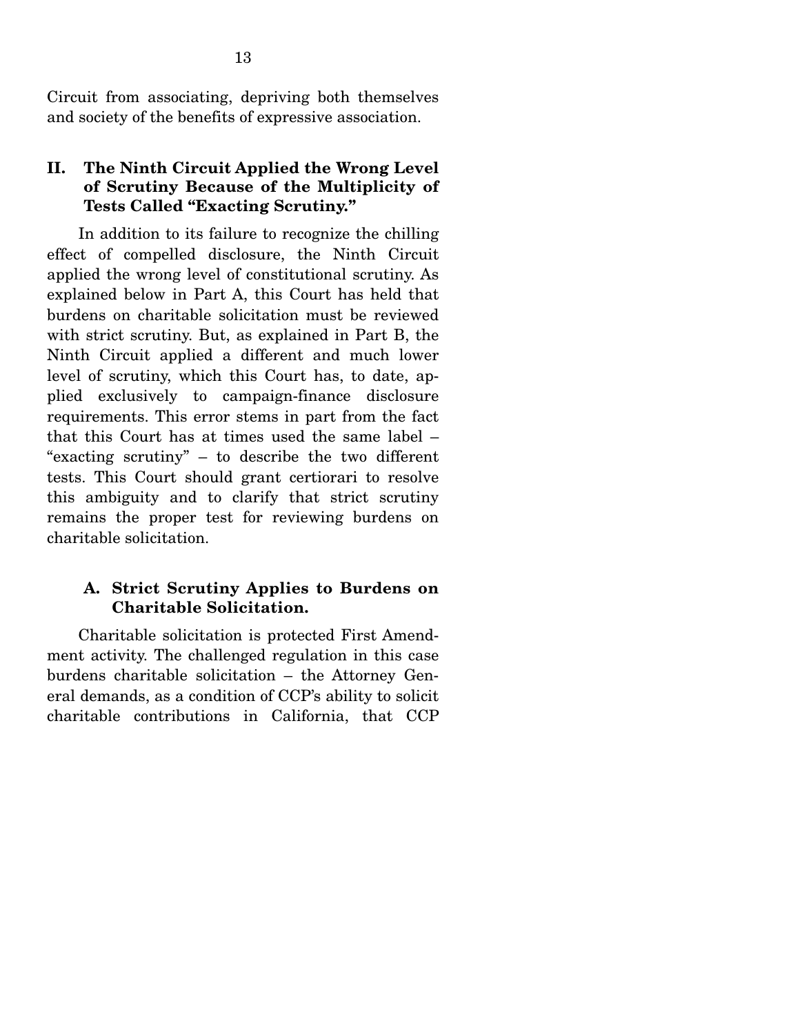Circuit from associating, depriving both themselves and society of the benefits of expressive association.

## II. The Ninth Circuit Applied the Wrong Level of Scrutiny Because of the Multiplicity of Tests Called "Exacting Scrutiny."

In addition to its failure to recognize the chilling effect of compelled disclosure, the Ninth Circuit applied the wrong level of constitutional scrutiny. As explained below in Part A, this Court has held that burdens on charitable solicitation must be reviewed with strict scrutiny. But, as explained in Part B, the Ninth Circuit applied a different and much lower level of scrutiny, which this Court has, to date, applied exclusively to campaign-finance disclosure requirements. This error stems in part from the fact that this Court has at times used the same label – "exacting scrutiny" – to describe the two different tests. This Court should grant certiorari to resolve this ambiguity and to clarify that strict scrutiny remains the proper test for reviewing burdens on charitable solicitation.

### A. Strict Scrutiny Applies to Burdens on Charitable Solicitation.

Charitable solicitation is protected First Amendment activity. The challenged regulation in this case burdens charitable solicitation – the Attorney General demands, as a condition of CCP's ability to solicit charitable contributions in California, that CCP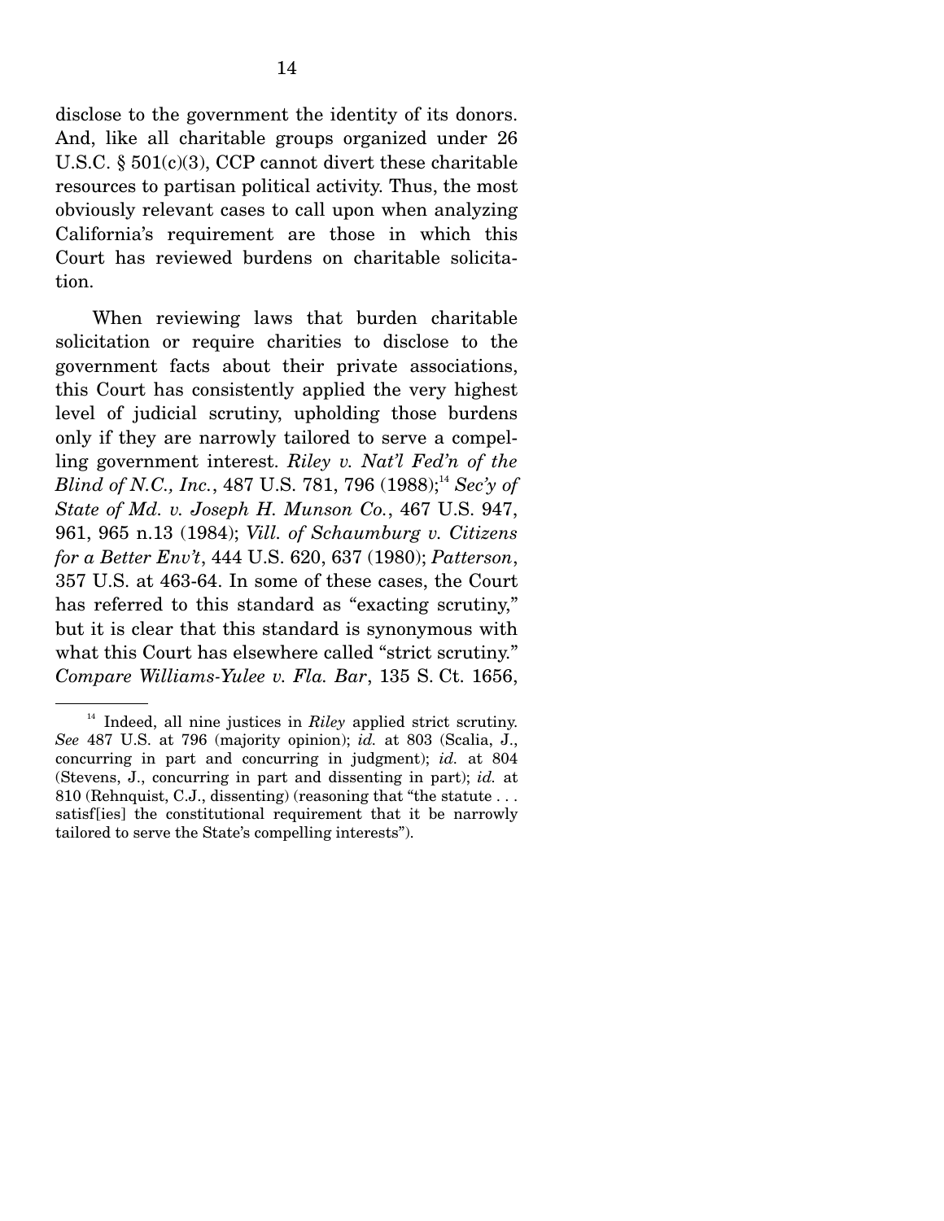disclose to the government the identity of its donors. And, like all charitable groups organized under 26 U.S.C. § 501(c)(3), CCP cannot divert these charitable resources to partisan political activity. Thus, the most obviously relevant cases to call upon when analyzing California's requirement are those in which this Court has reviewed burdens on charitable solicitation.

When reviewing laws that burden charitable solicitation or require charities to disclose to the government facts about their private associations, this Court has consistently applied the very highest level of judicial scrutiny, upholding those burdens only if they are narrowly tailored to serve a compelling government interest. *Riley v. Nat'l Fed'n of the Blind of N.C., Inc.*, 487 U.S. 781, 796 (1988);[14] *Sec'y of State of Md. v. Joseph H. Munson Co.*, 467 U.S. 947, 961, 965 n.13 (1984); *Vill. of Schaumburg v. Citizens for a Better Env't*, 444 U.S. 620, 637 (1980); *Patterson*, 357 U.S. at 463-64. In some of these cases, the Court has referred to this standard as "exacting scrutiny," but it is clear that this standard is synonymous with what this Court has elsewhere called "strict scrutiny." *Compare Williams-Yulee v. Fla. Bar*, 135 S. Ct. 1656,

---

[14] Indeed, all nine justices in *Riley* applied strict scrutiny. *See* 487 U.S. at 796 (majority opinion); *id.* at 803 (Scalia, J., concurring in part and concurring in judgment); *id.* at 804 (Stevens, J., concurring in part and dissenting in part); *id.* at 810 (Rehnquist, C.J., dissenting) (reasoning that "the statute . . . satisf[ies] the constitutional requirement that it be narrowly tailored to serve the State's compelling interests").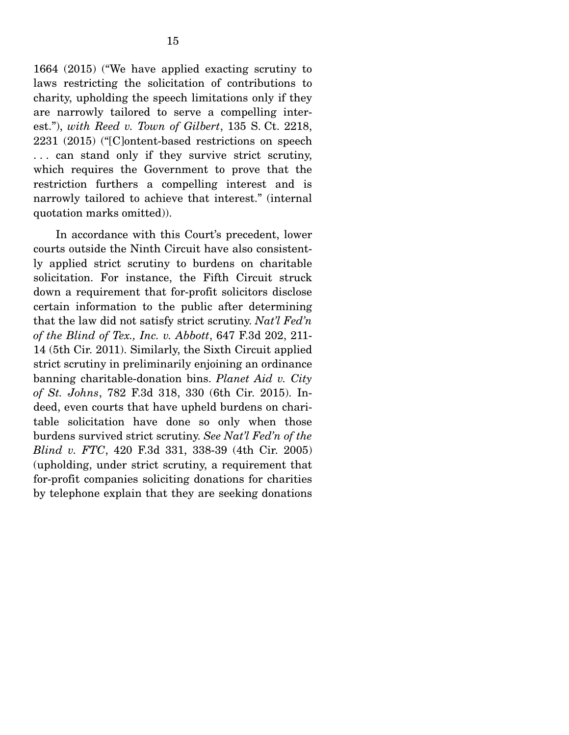1664 (2015) ("We have applied exacting scrutiny to laws restricting the solicitation of contributions to charity, upholding the speech limitations only if they are narrowly tailored to serve a compelling interest."), *with Reed v. Town of Gilbert*, 135 S. Ct. 2218, 2231 (2015) ("[C]ontent-based restrictions on speech . . . can stand only if they survive strict scrutiny, which requires the Government to prove that the restriction furthers a compelling interest and is narrowly tailored to achieve that interest." (internal quotation marks omitted)).

In accordance with this Court's precedent, lower courts outside the Ninth Circuit have also consistently applied strict scrutiny to burdens on charitable solicitation. For instance, the Fifth Circuit struck down a requirement that for-profit solicitors disclose certain information to the public after determining that the law did not satisfy strict scrutiny. *Nat'l Fed'n of the Blind of Tex., Inc. v. Abbott*, 647 F.3d 202, 211-14 (5th Cir. 2011). Similarly, the Sixth Circuit applied strict scrutiny in preliminarily enjoining an ordinance banning charitable-donation bins. *Planet Aid v. City of St. Johns*, 782 F.3d 318, 330 (6th Cir. 2015). Indeed, even courts that have upheld burdens on charitable solicitation have done so only when those burdens survived strict scrutiny. *See Nat'l Fed'n of the Blind v. FTC*, 420 F.3d 331, 338-39 (4th Cir. 2005) (upholding, under strict scrutiny, a requirement that for-profit companies soliciting donations for charities by telephone explain that they are seeking donations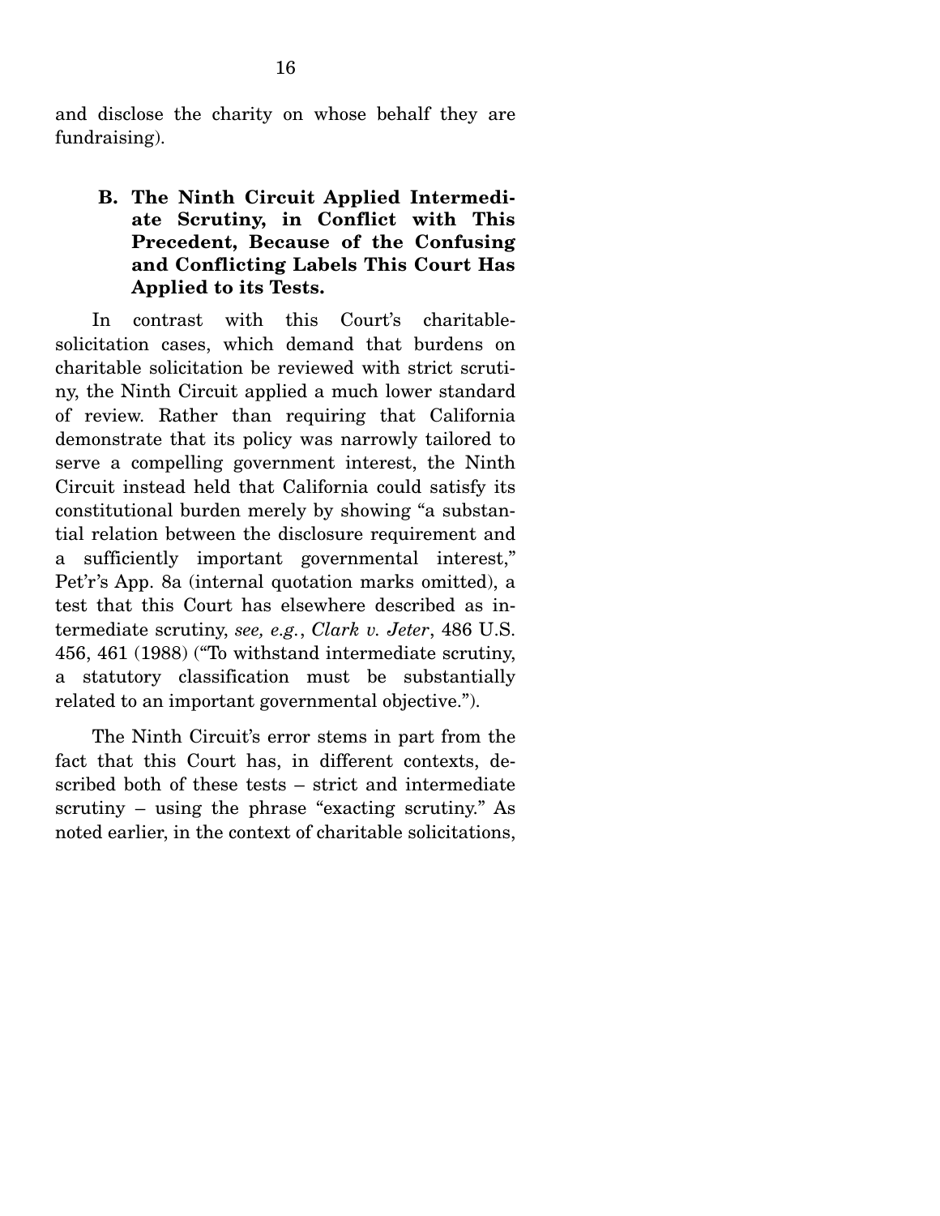and disclose the charity on whose behalf they are fundraising).

### B. The Ninth Circuit Applied Intermediate Scrutiny, in Conflict with This Precedent, Because of the Confusing and Conflicting Labels This Court Has Applied to its Tests.

In contrast with this Court's charitable-solicitation cases, which demand that burdens on charitable solicitation be reviewed with strict scrutiny, the Ninth Circuit applied a much lower standard of review. Rather than requiring that California demonstrate that its policy was narrowly tailored to serve a compelling government interest, the Ninth Circuit instead held that California could satisfy its constitutional burden merely by showing "a substantial relation between the disclosure requirement and a sufficiently important governmental interest," Pet'r's App. 8a (internal quotation marks omitted), a test that this Court has elsewhere described as intermediate scrutiny, *see, e.g.*, *Clark v. Jeter*, 486 U.S. 456, 461 (1988) ("To withstand intermediate scrutiny, a statutory classification must be substantially related to an important governmental objective.").

The Ninth Circuit's error stems in part from the fact that this Court has, in different contexts, described both of these tests – strict and intermediate scrutiny – using the phrase "exacting scrutiny." As noted earlier, in the context of charitable solicitations,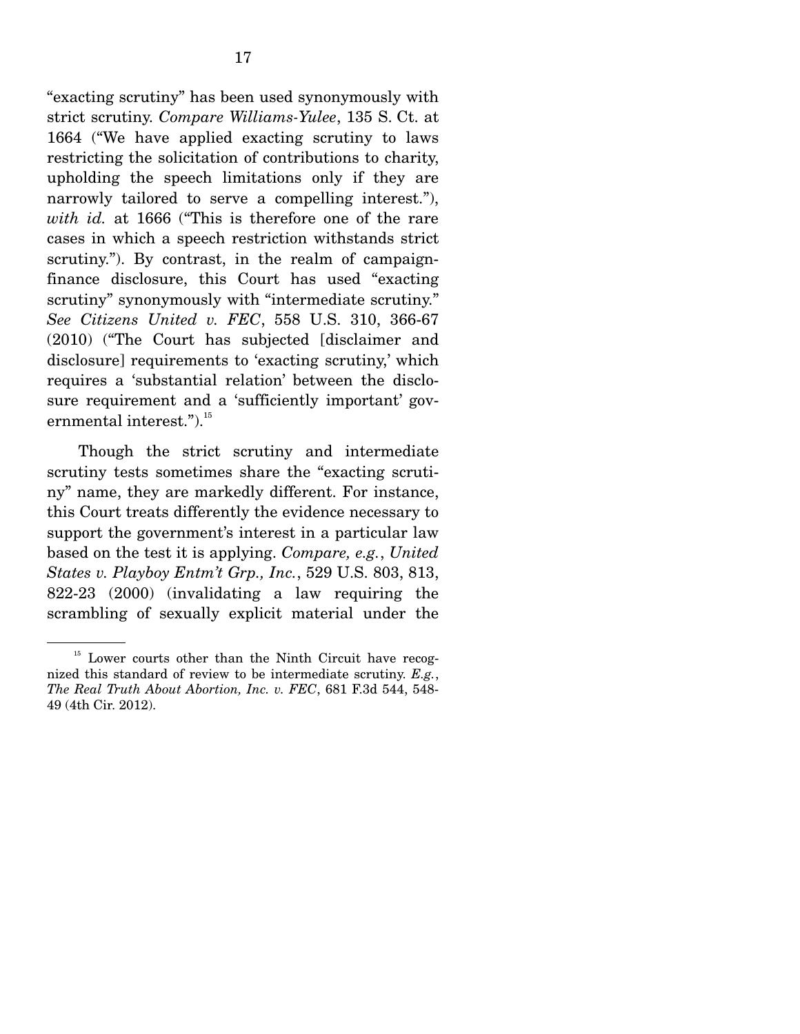"exacting scrutiny" has been used synonymously with strict scrutiny. *Compare Williams-Yulee*, 135 S. Ct. at 1664 ("We have applied exacting scrutiny to laws restricting the solicitation of contributions to charity, upholding the speech limitations only if they are narrowly tailored to serve a compelling interest."), *with id.* at 1666 ("This is therefore one of the rare cases in which a speech restriction withstands strict scrutiny."). By contrast, in the realm of campaign-finance disclosure, this Court has used "exacting scrutiny" synonymously with "intermediate scrutiny." *See Citizens United v. FEC*, 558 U.S. 310, 366-67 (2010) ("The Court has subjected [disclaimer and disclosure] requirements to 'exacting scrutiny,' which requires a 'substantial relation' between the disclosure requirement and a 'sufficiently important' governmental interest.").[15]

Though the strict scrutiny and intermediate scrutiny tests sometimes share the "exacting scrutiny" name, they are markedly different. For instance, this Court treats differently the evidence necessary to support the government's interest in a particular law based on the test it is applying. *Compare, e.g.*, *United States v. Playboy Entm't Grp., Inc.*, 529 U.S. 803, 813, 822-23 (2000) (invalidating a law requiring the scrambling of sexually explicit material under the

[15] Lower courts other than the Ninth Circuit have recognized this standard of review to be intermediate scrutiny. *E.g.*, *The Real Truth About Abortion, Inc. v. FEC*, 681 F.3d 544, 548-49 (4th Cir. 2012).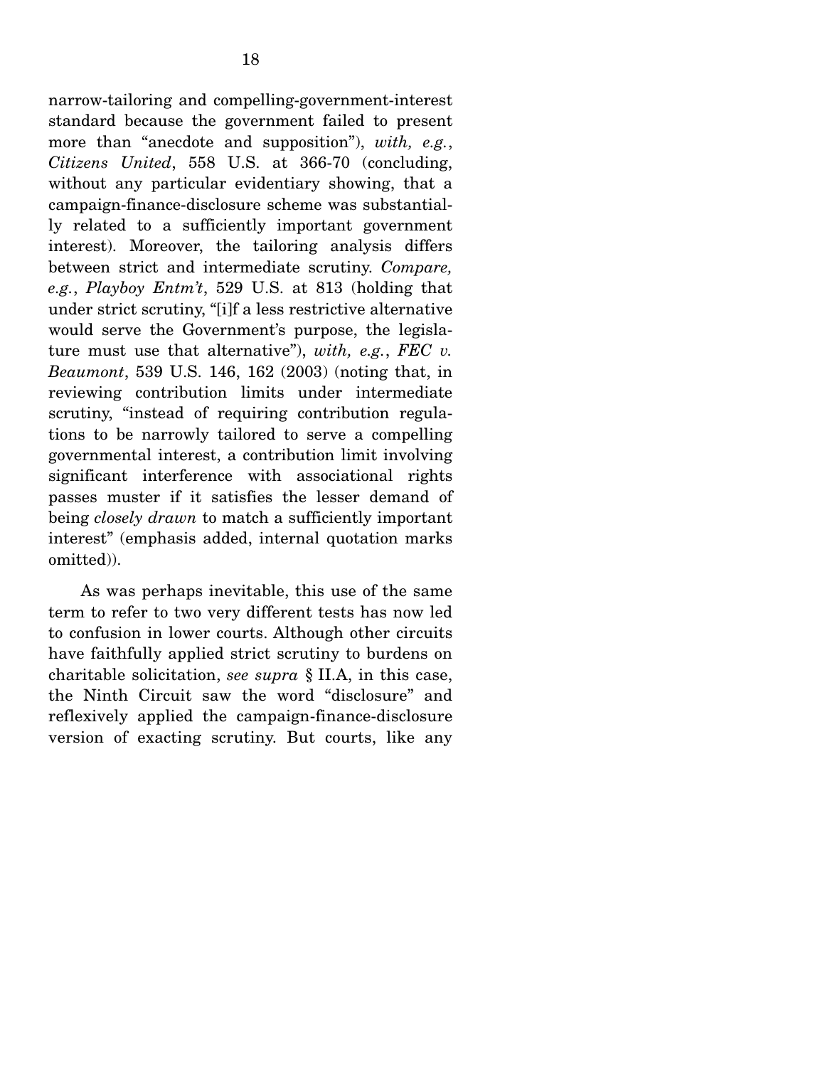narrow-tailoring and compelling-government-interest standard because the government failed to present more than "anecdote and supposition"), *with, e.g.*, *Citizens United*, 558 U.S. at 366-70 (concluding, without any particular evidentiary showing, that a campaign-finance-disclosure scheme was substantially related to a sufficiently important government interest). Moreover, the tailoring analysis differs between strict and intermediate scrutiny. *Compare, e.g.*, *Playboy Entm't*, 529 U.S. at 813 (holding that under strict scrutiny, "[i]f a less restrictive alternative would serve the Government's purpose, the legislature must use that alternative"), *with, e.g.*, *FEC v. Beaumont*, 539 U.S. 146, 162 (2003) (noting that, in reviewing contribution limits under intermediate scrutiny, "instead of requiring contribution regulations to be narrowly tailored to serve a compelling governmental interest, a contribution limit involving significant interference with associational rights passes muster if it satisfies the lesser demand of being *closely drawn* to match a sufficiently important interest" (emphasis added, internal quotation marks omitted)).

As was perhaps inevitable, this use of the same term to refer to two very different tests has now led to confusion in lower courts. Although other circuits have faithfully applied strict scrutiny to burdens on charitable solicitation, *see supra* § II.A, in this case, the Ninth Circuit saw the word "disclosure" and reflexively applied the campaign-finance-disclosure version of exacting scrutiny. But courts, like any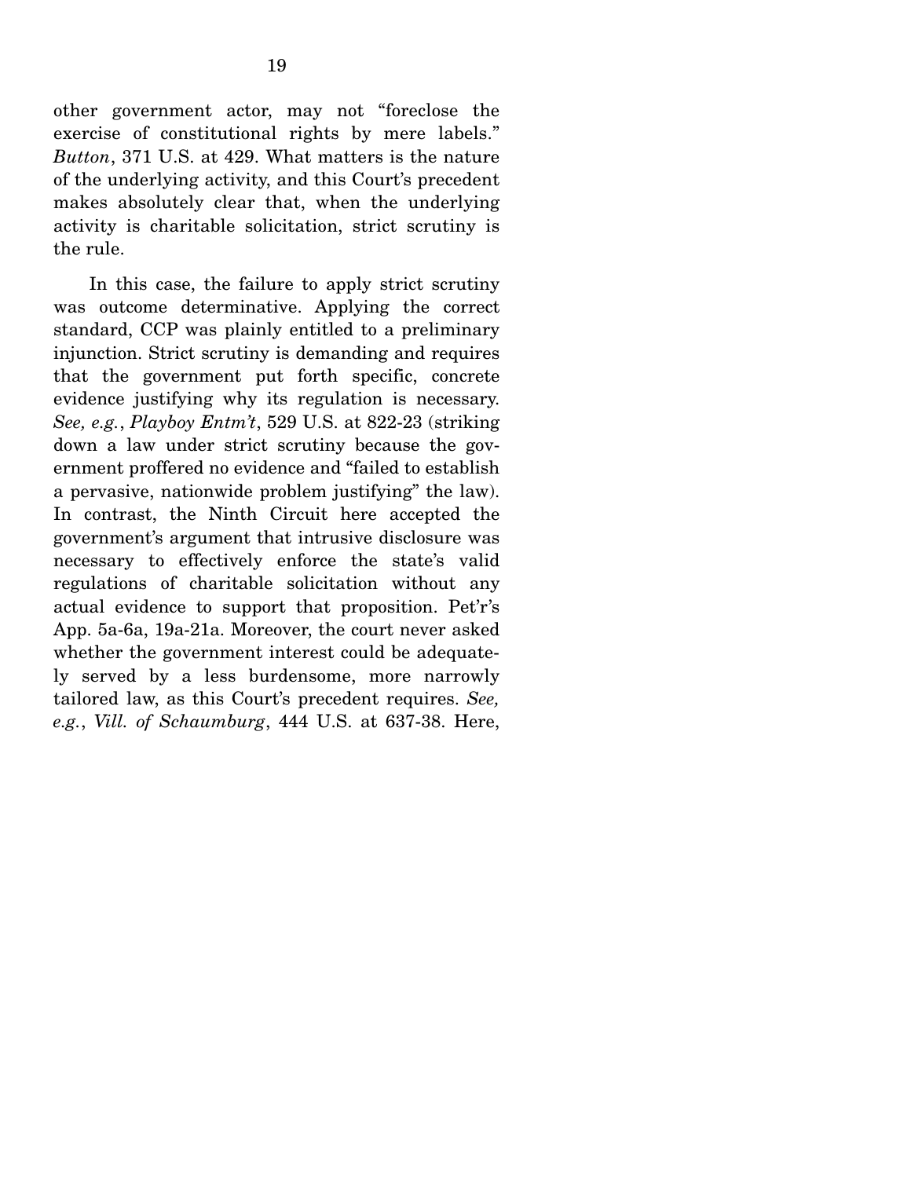other government actor, may not "foreclose the exercise of constitutional rights by mere labels." *Button*, 371 U.S. at 429. What matters is the nature of the underlying activity, and this Court's precedent makes absolutely clear that, when the underlying activity is charitable solicitation, strict scrutiny is the rule.

In this case, the failure to apply strict scrutiny was outcome determinative. Applying the correct standard, CCP was plainly entitled to a preliminary injunction. Strict scrutiny is demanding and requires that the government put forth specific, concrete evidence justifying why its regulation is necessary. *See, e.g.*, *Playboy Entm't*, 529 U.S. at 822-23 (striking down a law under strict scrutiny because the government proffered no evidence and "failed to establish a pervasive, nationwide problem justifying" the law). In contrast, the Ninth Circuit here accepted the government's argument that intrusive disclosure was necessary to effectively enforce the state's valid regulations of charitable solicitation without any actual evidence to support that proposition. Pet'r's App. 5a-6a, 19a-21a. Moreover, the court never asked whether the government interest could be adequately served by a less burdensome, more narrowly tailored law, as this Court's precedent requires. *See, e.g.*, *Vill. of Schaumburg*, 444 U.S. at 637-38. Here,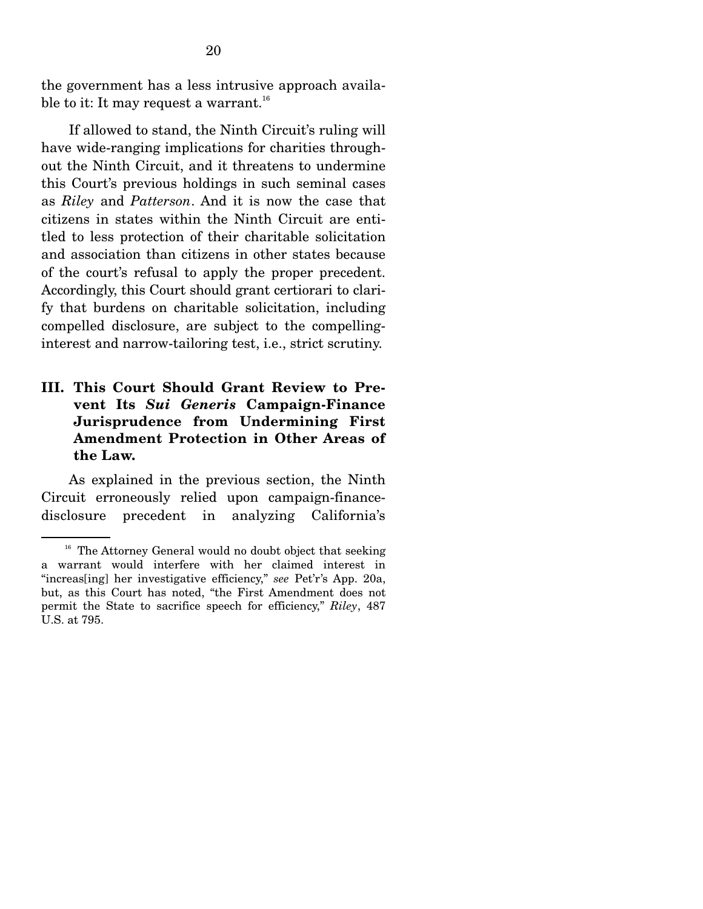the government has a less intrusive approach available to it: It may request a warrant.[16]

If allowed to stand, the Ninth Circuit's ruling will have wide-ranging implications for charities throughout the Ninth Circuit, and it threatens to undermine this Court's previous holdings in such seminal cases as *Riley* and *Patterson*. And it is now the case that citizens in states within the Ninth Circuit are entitled to less protection of their charitable solicitation and association than citizens in other states because of the court's refusal to apply the proper precedent. Accordingly, this Court should grant certiorari to clarify that burdens on charitable solicitation, including compelled disclosure, are subject to the compelling-interest and narrow-tailoring test, i.e., strict scrutiny.

## III. This Court Should Grant Review to Prevent Its *Sui Generis* Campaign-Finance Jurisprudence from Undermining First Amendment Protection in Other Areas of the Law.

As explained in the previous section, the Ninth Circuit erroneously relied upon campaign-finance-disclosure precedent in analyzing California's

[16] The Attorney General would no doubt object that seeking a warrant would interfere with her claimed interest in "increas[ing] her investigative efficiency," *see* Pet'r's App. 20a, but, as this Court has noted, "the First Amendment does not permit the State to sacrifice speech for efficiency," *Riley*, 487 U.S. at 795.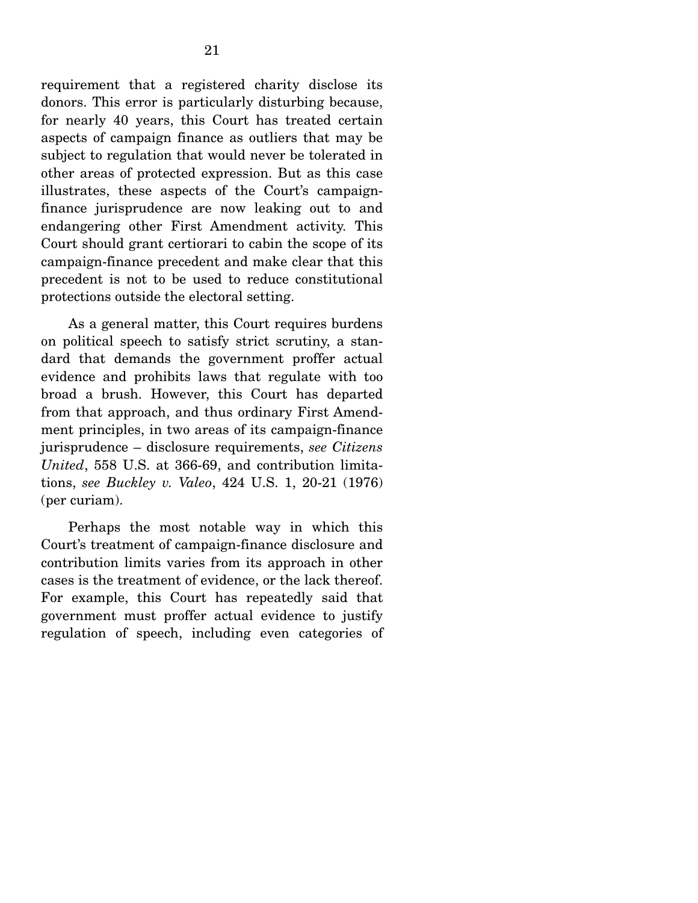requirement that a registered charity disclose its donors. This error is particularly disturbing because, for nearly 40 years, this Court has treated certain aspects of campaign finance as outliers that may be subject to regulation that would never be tolerated in other areas of protected expression. But as this case illustrates, these aspects of the Court's campaign-finance jurisprudence are now leaking out to and endangering other First Amendment activity. This Court should grant certiorari to cabin the scope of its campaign-finance precedent and make clear that this precedent is not to be used to reduce constitutional protections outside the electoral setting.

As a general matter, this Court requires burdens on political speech to satisfy strict scrutiny, a standard that demands the government proffer actual evidence and prohibits laws that regulate with too broad a brush. However, this Court has departed from that approach, and thus ordinary First Amendment principles, in two areas of its campaign-finance jurisprudence – disclosure requirements, *see Citizens United*, 558 U.S. at 366-69, and contribution limitations, *see Buckley v. Valeo*, 424 U.S. 1, 20-21 (1976) (per curiam).

Perhaps the most notable way in which this Court's treatment of campaign-finance disclosure and contribution limits varies from its approach in other cases is the treatment of evidence, or the lack thereof. For example, this Court has repeatedly said that government must proffer actual evidence to justify regulation of speech, including even categories of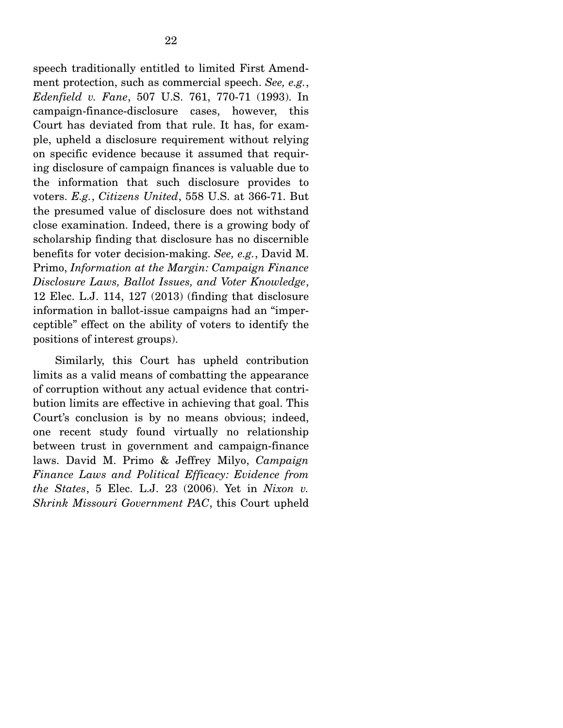speech traditionally entitled to limited First Amendment protection, such as commercial speech. *See, e.g.*, *Edenfield v. Fane*, 507 U.S. 761, 770-71 (1993). In campaign-finance-disclosure cases, however, this Court has deviated from that rule. It has, for example, upheld a disclosure requirement without relying on specific evidence because it assumed that requiring disclosure of campaign finances is valuable due to the information that such disclosure provides to voters. *E.g.*, *Citizens United*, 558 U.S. at 366-71. But the presumed value of disclosure does not withstand close examination. Indeed, there is a growing body of scholarship finding that disclosure has no discernible benefits for voter decision-making. *See, e.g.*, David M. Primo, *Information at the Margin: Campaign Finance Disclosure Laws, Ballot Issues, and Voter Knowledge*, 12 Elec. L.J. 114, 127 (2013) (finding that disclosure information in ballot-issue campaigns had an "imperceptible" effect on the ability of voters to identify the positions of interest groups).

Similarly, this Court has upheld contribution limits as a valid means of combatting the appearance of corruption without any actual evidence that contribution limits are effective in achieving that goal. This Court's conclusion is by no means obvious; indeed, one recent study found virtually no relationship between trust in government and campaign-finance laws. David M. Primo & Jeffrey Milyo, *Campaign Finance Laws and Political Efficacy: Evidence from the States*, 5 Elec. L.J. 23 (2006). Yet in *Nixon v. Shrink Missouri Government PAC*, this Court upheld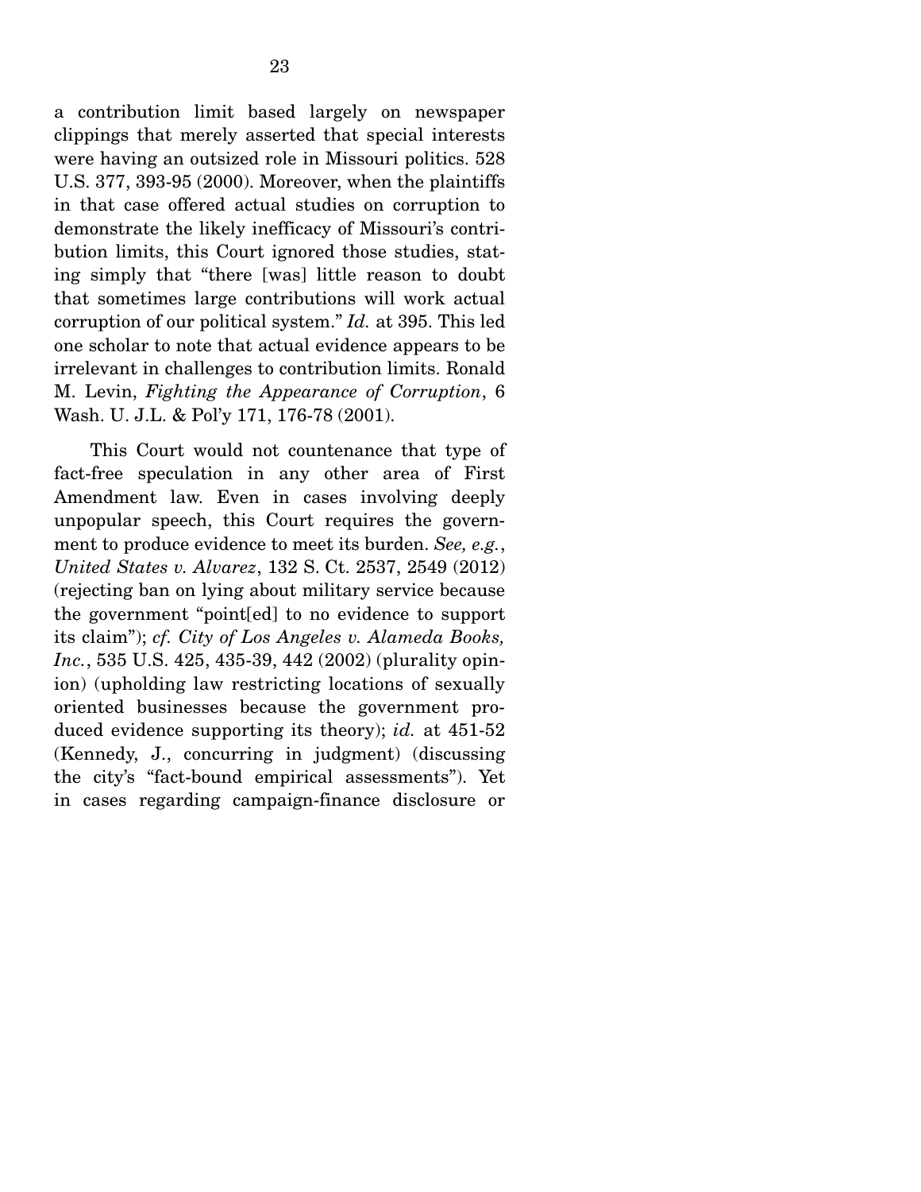a contribution limit based largely on newspaper clippings that merely asserted that special interests were having an outsized role in Missouri politics. 528 U.S. 377, 393-95 (2000). Moreover, when the plaintiffs in that case offered actual studies on corruption to demonstrate the likely inefficacy of Missouri's contribution limits, this Court ignored those studies, stating simply that "there [was] little reason to doubt that sometimes large contributions will work actual corruption of our political system." *Id.* at 395. This led one scholar to note that actual evidence appears to be irrelevant in challenges to contribution limits. Ronald M. Levin, *Fighting the Appearance of Corruption*, 6 Wash. U. J.L. & Pol'y 171, 176-78 (2001).

This Court would not countenance that type of fact-free speculation in any other area of First Amendment law. Even in cases involving deeply unpopular speech, this Court requires the government to produce evidence to meet its burden. *See, e.g.*, *United States v. Alvarez*, 132 S. Ct. 2537, 2549 (2012) (rejecting ban on lying about military service because the government "point[ed] to no evidence to support its claim"); *cf. City of Los Angeles v. Alameda Books, Inc.*, 535 U.S. 425, 435-39, 442 (2002) (plurality opinion) (upholding law restricting locations of sexually oriented businesses because the government produced evidence supporting its theory); *id.* at 451-52 (Kennedy, J., concurring in judgment) (discussing the city's "fact-bound empirical assessments"). Yet in cases regarding campaign-finance disclosure or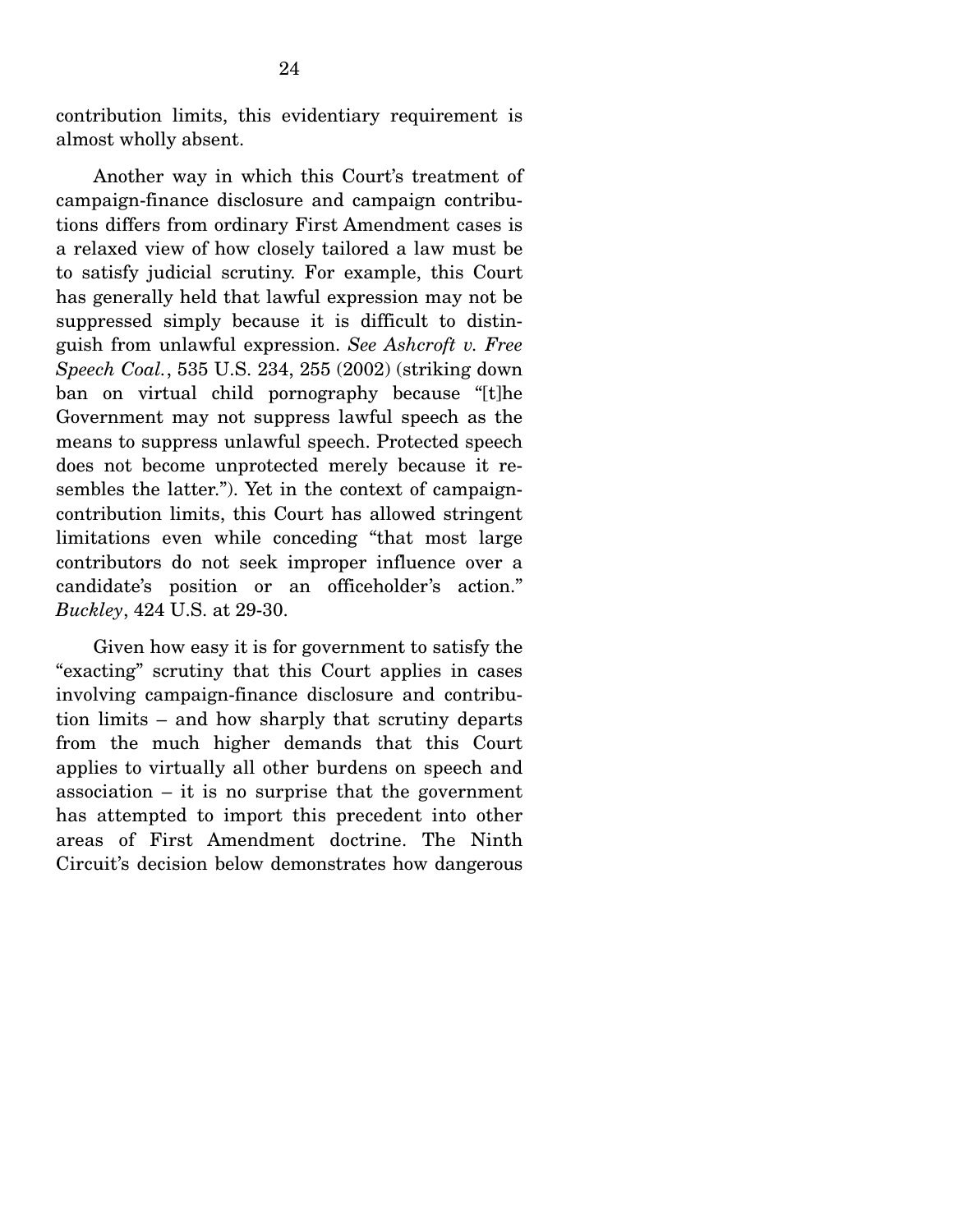contribution limits, this evidentiary requirement is almost wholly absent.

Another way in which this Court's treatment of campaign-finance disclosure and campaign contributions differs from ordinary First Amendment cases is a relaxed view of how closely tailored a law must be to satisfy judicial scrutiny. For example, this Court has generally held that lawful expression may not be suppressed simply because it is difficult to distinguish from unlawful expression. *See Ashcroft v. Free Speech Coal.*, 535 U.S. 234, 255 (2002) (striking down ban on virtual child pornography because "[t]he Government may not suppress lawful speech as the means to suppress unlawful speech. Protected speech does not become unprotected merely because it resembles the latter."). Yet in the context of campaign-contribution limits, this Court has allowed stringent limitations even while conceding "that most large contributors do not seek improper influence over a candidate's position or an officeholder's action." *Buckley*, 424 U.S. at 29-30.

Given how easy it is for government to satisfy the "exacting" scrutiny that this Court applies in cases involving campaign-finance disclosure and contribution limits – and how sharply that scrutiny departs from the much higher demands that this Court applies to virtually all other burdens on speech and association – it is no surprise that the government has attempted to import this precedent into other areas of First Amendment doctrine. The Ninth Circuit's decision below demonstrates how dangerous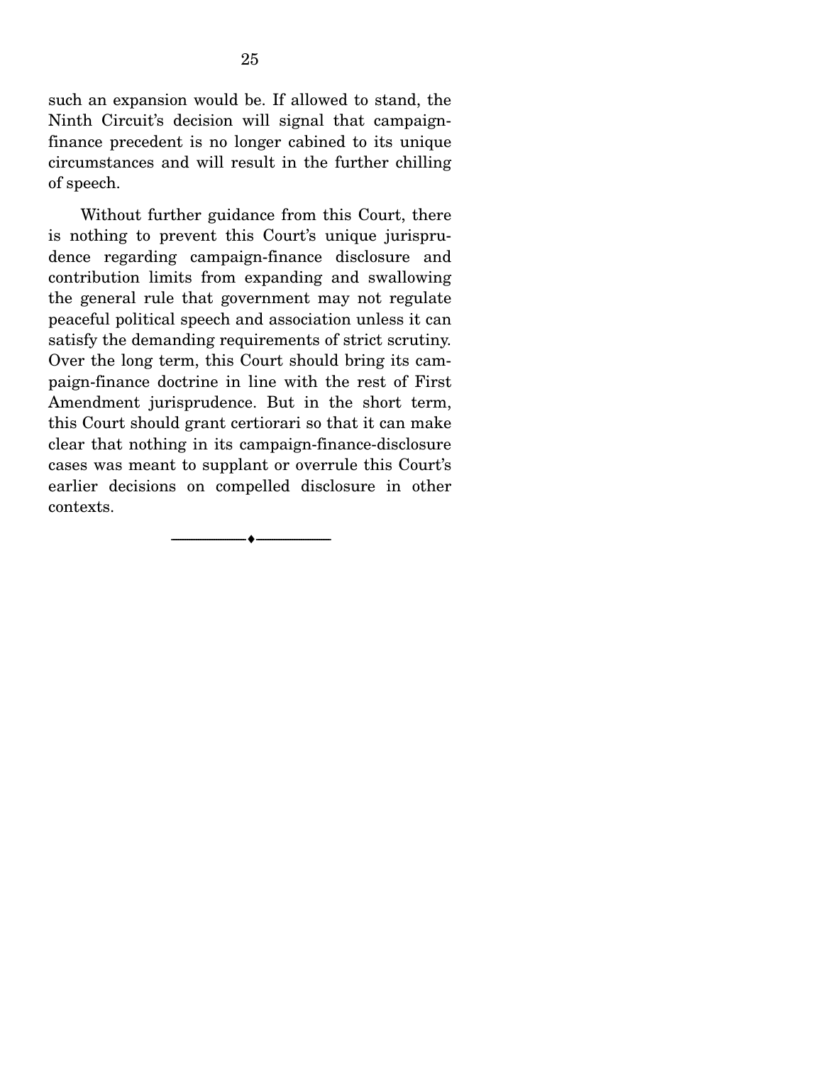such an expansion would be. If allowed to stand, the Ninth Circuit's decision will signal that campaign-finance precedent is no longer cabined to its unique circumstances and will result in the further chilling of speech.

Without further guidance from this Court, there is nothing to prevent this Court's unique jurisprudence regarding campaign-finance disclosure and contribution limits from expanding and swallowing the general rule that government may not regulate peaceful political speech and association unless it can satisfy the demanding requirements of strict scrutiny. Over the long term, this Court should bring its campaign-finance doctrine in line with the rest of First Amendment jurisprudence. But in the short term, this Court should grant certiorari so that it can make clear that nothing in its campaign-finance-disclosure cases was meant to supplant or overrule this Court's earlier decisions on compelled disclosure in other contexts.

---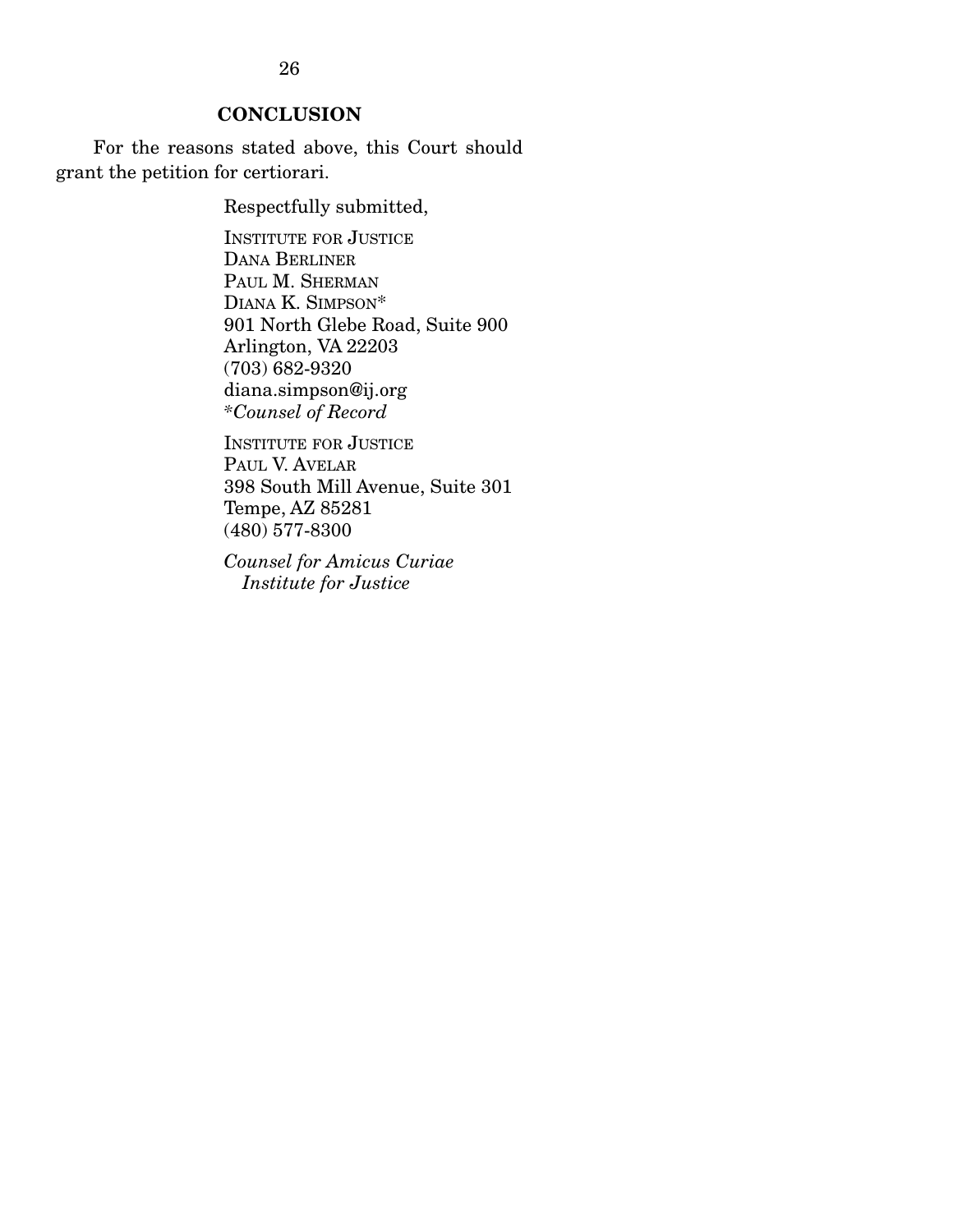## CONCLUSION

For the reasons stated above, this Court should grant the petition for certiorari.

Respectfully submitted,

INSTITUTE FOR JUSTICE
DANA BERLINER
PAUL M. SHERMAN
DIANA K. SIMPSON*
901 North Glebe Road, Suite 900
Arlington, VA 22203
(703) 682-9320
diana.simpson@ij.org
*\*Counsel of Record*

INSTITUTE FOR JUSTICE
PAUL V. AVELAR
398 South Mill Avenue, Suite 301
Tempe, AZ 85281
(480) 577-8300

*Counsel for Amicus Curiae Institute for Justice*